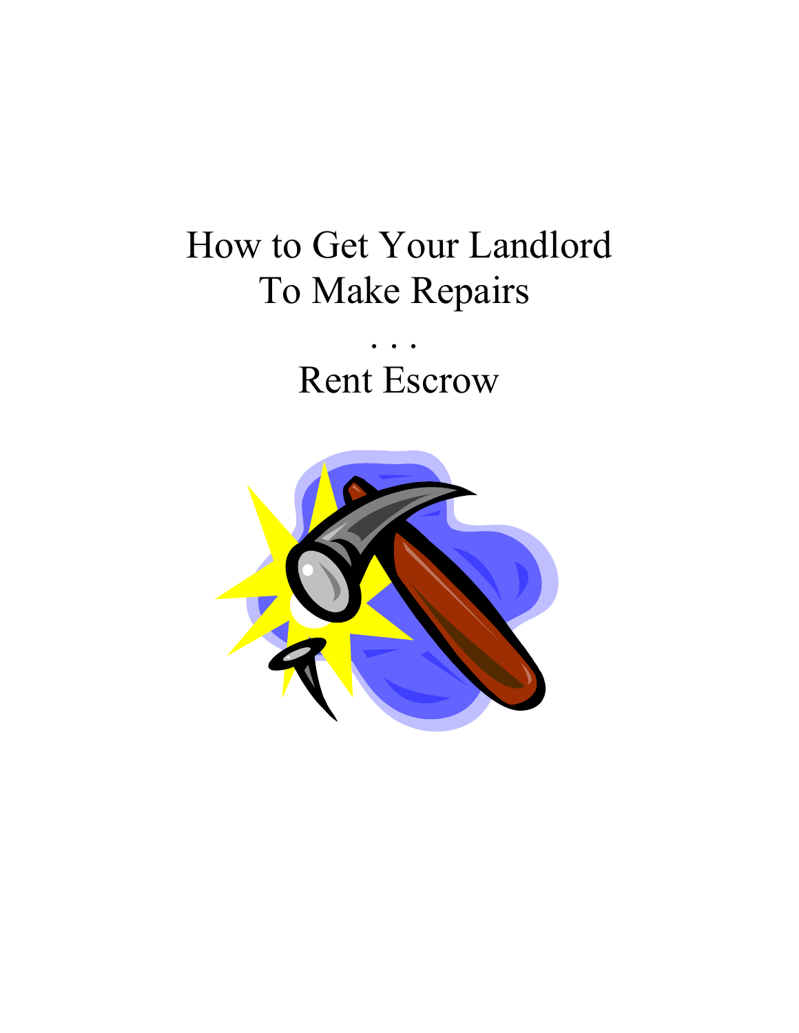# How to Get Your Landlord To Make Repairs

. . .

# Rent Escrow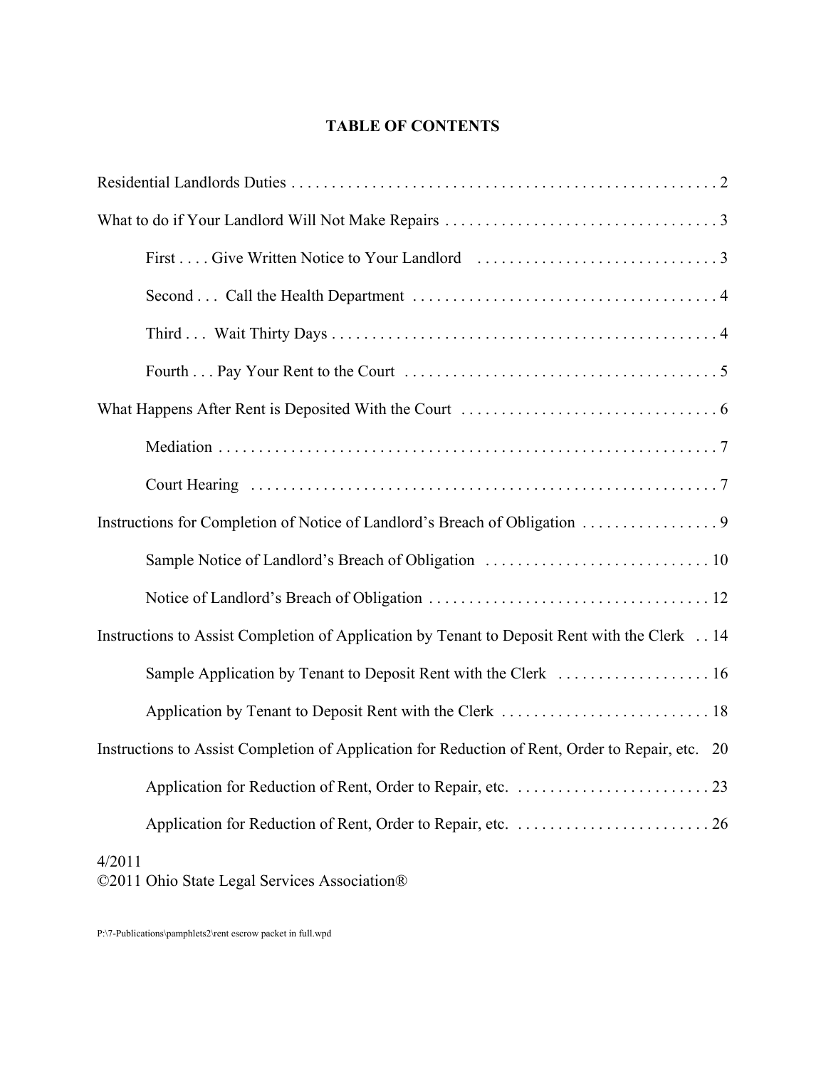# TABLE OF CONTENTS

Residential Landlords Duties . . . . . . . . . . . . . . . . . . . . . . . . . . . . . . . . . . . . . . . . . . . . . . . . . . . . . . 2

What to do if Your Landlord Will Not Make Repairs . . . . . . . . . . . . . . . . . . . . . . . . . . . . . . . . . . 3

- First . . . . Give Written Notice to Your Landlord . . . . . . . . . . . . . . . . . . . . . . . . . . . . . . 3
- Second . . . Call the Health Department . . . . . . . . . . . . . . . . . . . . . . . . . . . . . . . . . . . . . . 4
- Third . . . Wait Thirty Days . . . . . . . . . . . . . . . . . . . . . . . . . . . . . . . . . . . . . . . . . . . . . . . . 4
- Fourth . . . Pay Your Rent to the Court . . . . . . . . . . . . . . . . . . . . . . . . . . . . . . . . . . . . . . . 5

What Happens After Rent is Deposited With the Court . . . . . . . . . . . . . . . . . . . . . . . . . . . . . . . . 6

- Mediation . . . . . . . . . . . . . . . . . . . . . . . . . . . . . . . . . . . . . . . . . . . . . . . . . . . . . . . . . . . . . . 7
- Court Hearing . . . . . . . . . . . . . . . . . . . . . . . . . . . . . . . . . . . . . . . . . . . . . . . . . . . . . . . . . . 7

Instructions for Completion of Notice of Landlord's Breach of Obligation . . . . . . . . . . . . . . . . . 9

- Sample Notice of Landlord's Breach of Obligation . . . . . . . . . . . . . . . . . . . . . . . . . . . . 10
- Notice of Landlord's Breach of Obligation . . . . . . . . . . . . . . . . . . . . . . . . . . . . . . . . . . . 12

Instructions to Assist Completion of Application by Tenant to Deposit Rent with the Clerk . . 14

- Sample Application by Tenant to Deposit Rent with the Clerk . . . . . . . . . . . . . . . . . . . 16
- Application by Tenant to Deposit Rent with the Clerk . . . . . . . . . . . . . . . . . . . . . . . . . . 18

Instructions to Assist Completion of Application for Reduction of Rent, Order to Repair, etc. 20

- Application for Reduction of Rent, Order to Repair, etc. . . . . . . . . . . . . . . . . . . . . . . . . 23
- Application for Reduction of Rent, Order to Repair, etc. . . . . . . . . . . . . . . . . . . . . . . . . 26

4/2011
©2011 Ohio State Legal Services Association®

P:\7-Publications\pamphlets2\rent escrow packet in full.wpd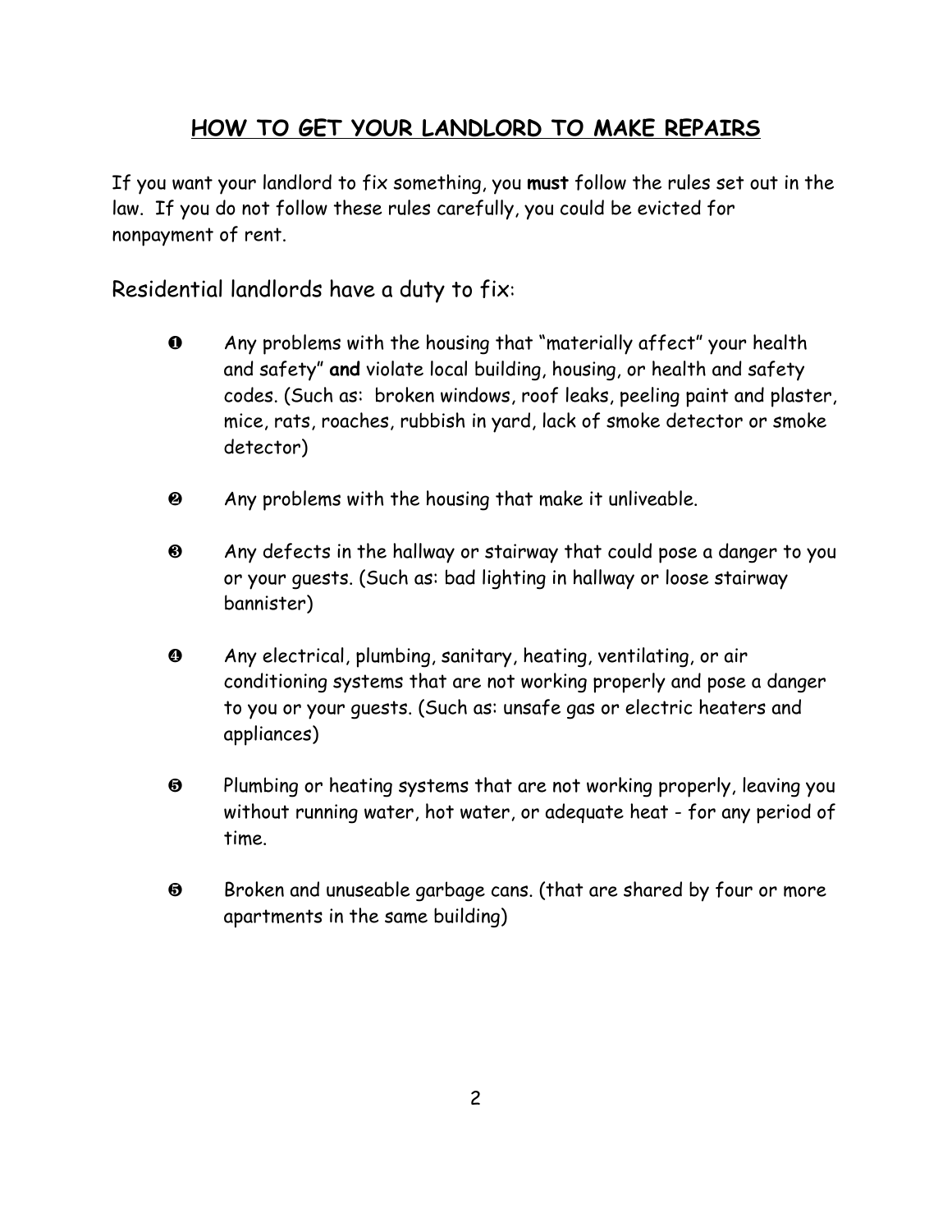## HOW TO GET YOUR LANDLORD TO MAKE REPAIRS

If you want your landlord to fix something, you **must** follow the rules set out in the law. If you do not follow these rules carefully, you could be evicted for nonpayment of rent.

Residential landlords have a duty to fix:

❶ Any problems with the housing that "materially affect" your health and safety" **and** violate local building, housing, or health and safety codes. (Such as: broken windows, roof leaks, peeling paint and plaster, mice, rats, roaches, rubbish in yard, lack of smoke detector or smoke detector)

❷ Any problems with the housing that make it unliveable.

❸ Any defects in the hallway or stairway that could pose a danger to you or your guests. (Such as: bad lighting in hallway or loose stairway bannister)

❹ Any electrical, plumbing, sanitary, heating, ventilating, or air conditioning systems that are not working properly and pose a danger to you or your guests. (Such as: unsafe gas or electric heaters and appliances)

❺ Plumbing or heating systems that are not working properly, leaving you without running water, hot water, or adequate heat - for any period of time.

❺ Broken and unuseable garbage cans. (that are shared by four or more apartments in the same building)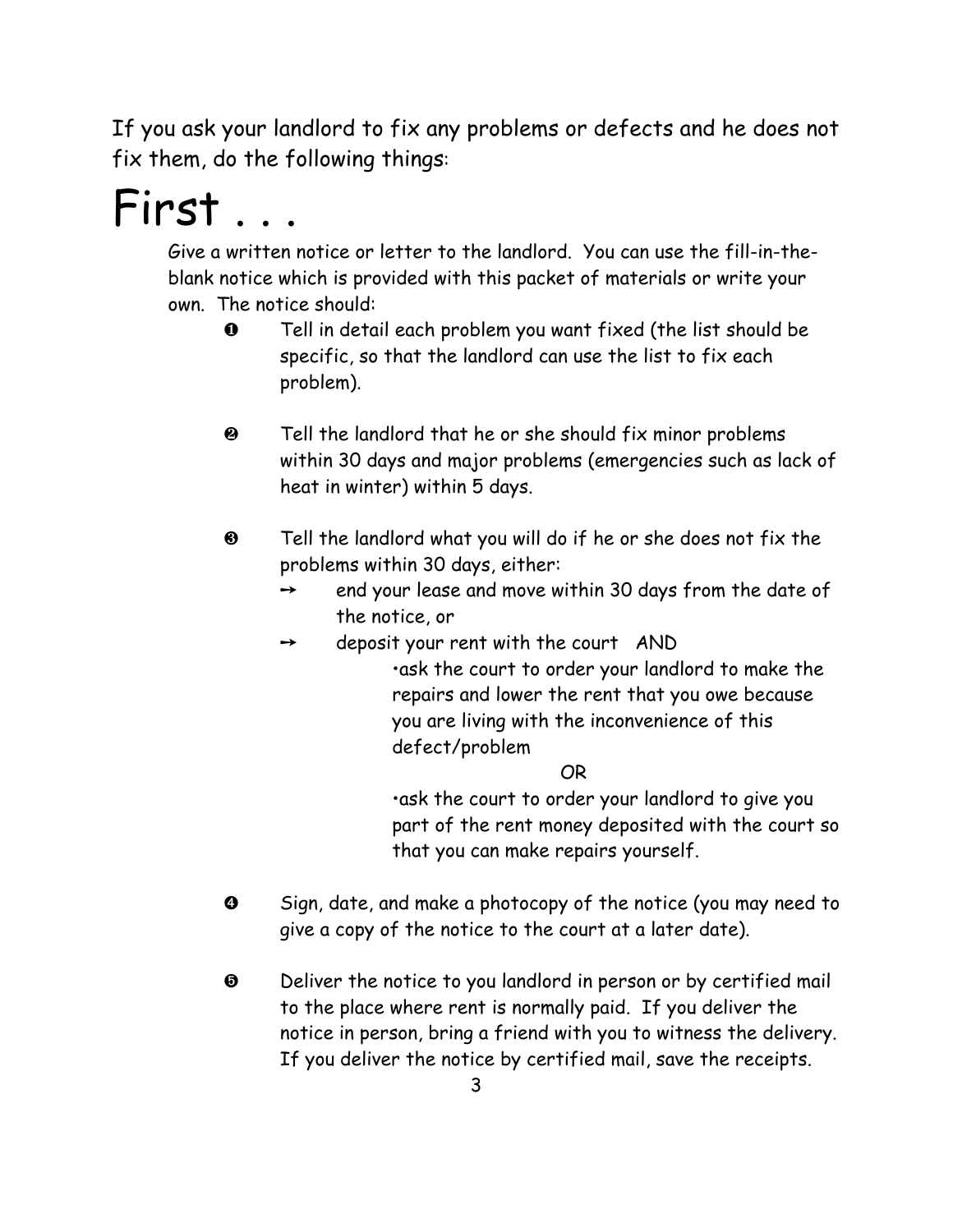If you ask your landlord to fix any problems or defects and he does not fix them, do the following things:

# First . . .

Give a written notice or letter to the landlord. You can use the fill-in-the-blank notice which is provided with this packet of materials or write your own. The notice should:

1. Tell in detail each problem you want fixed (the list should be specific, so that the landlord can use the list to fix each problem).

2. Tell the landlord that he or she should fix minor problems within 30 days and major problems (emergencies such as lack of heat in winter) within 5 days.

3. Tell the landlord what you will do if he or she does not fix the problems within 30 days, either:
   - end your lease and move within 30 days from the date of the notice, or
   - deposit your rent with the court AND
     - ask the court to order your landlord to make the repairs and lower the rent that you owe because you are living with the inconvenience of this defect/problem

       OR

     - ask the court to order your landlord to give you part of the rent money deposited with the court so that you can make repairs yourself.

4. Sign, date, and make a photocopy of the notice (you may need to give a copy of the notice to the court at a later date).

5. Deliver the notice to you landlord in person or by certified mail to the place where rent is normally paid. If you deliver the notice in person, bring a friend with you to witness the delivery. If you deliver the notice by certified mail, save the receipts.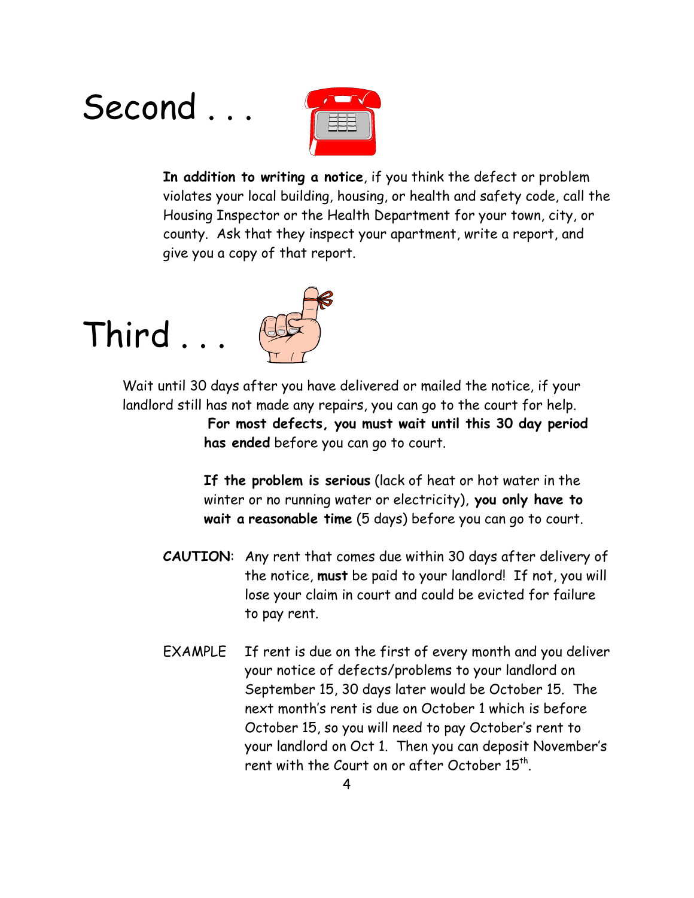# Second . . .

**In addition to writing a notice**, if you think the defect or problem violates your local building, housing, or health and safety code, call the Housing Inspector or the Health Department for your town, city, or county. Ask that they inspect your apartment, write a report, and give you a copy of that report.

# Third . . .

Wait until 30 days after you have delivered or mailed the notice, if your landlord still has not made any repairs, you can go to the court for help.

**For most defects, you must wait until this 30 day period has ended** before you can go to court.

**If the problem is serious** (lack of heat or hot water in the winter or no running water or electricity), **you only have to wait a reasonable time** (5 days) before you can go to court.

**CAUTION**: Any rent that comes due within 30 days after delivery of the notice, **must** be paid to your landlord! If not, you will lose your claim in court and could be evicted for failure to pay rent.

EXAMPLE If rent is due on the first of every month and you deliver your notice of defects/problems to your landlord on September 15, 30 days later would be October 15. The next month's rent is due on October 1 which is before October 15, so you will need to pay October's rent to your landlord on Oct 1. Then you can deposit November's rent with the Court on or after October 15th.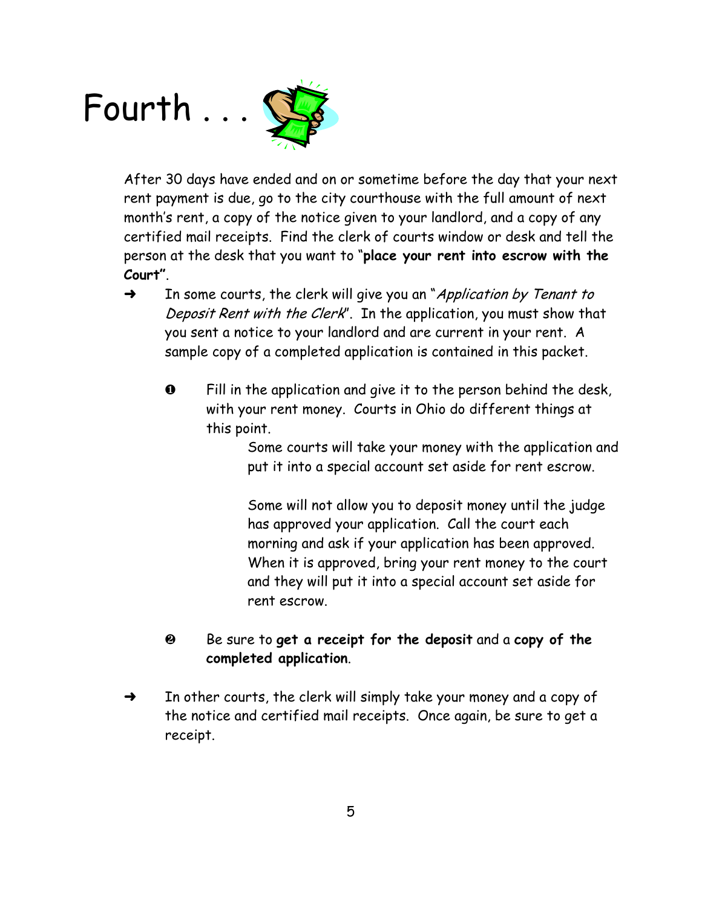# Fourth . . .

After 30 days have ended and on or sometime before the day that your next rent payment is due, go to the city courthouse with the full amount of next month's rent, a copy of the notice given to your landlord, and a copy of any certified mail receipts. Find the clerk of courts window or desk and tell the person at the desk that you want to "**place your rent into escrow with the Court"**.

➜ In some courts, the clerk will give you an "*Application by Tenant to Deposit Rent with the Clerk*". In the application, you must show that you sent a notice to your landlord and are current in your rent. A sample copy of a completed application is contained in this packet.

❶ Fill in the application and give it to the person behind the desk, with your rent money. Courts in Ohio do different things at this point.

Some courts will take your money with the application and put it into a special account set aside for rent escrow.

Some will not allow you to deposit money until the judge has approved your application. Call the court each morning and ask if your application has been approved. When it is approved, bring your rent money to the court and they will put it into a special account set aside for rent escrow.

❷ Be sure to **get a receipt for the deposit** and a **copy of the completed application**.

➜ In other courts, the clerk will simply take your money and a copy of the notice and certified mail receipts. Once again, be sure to get a receipt.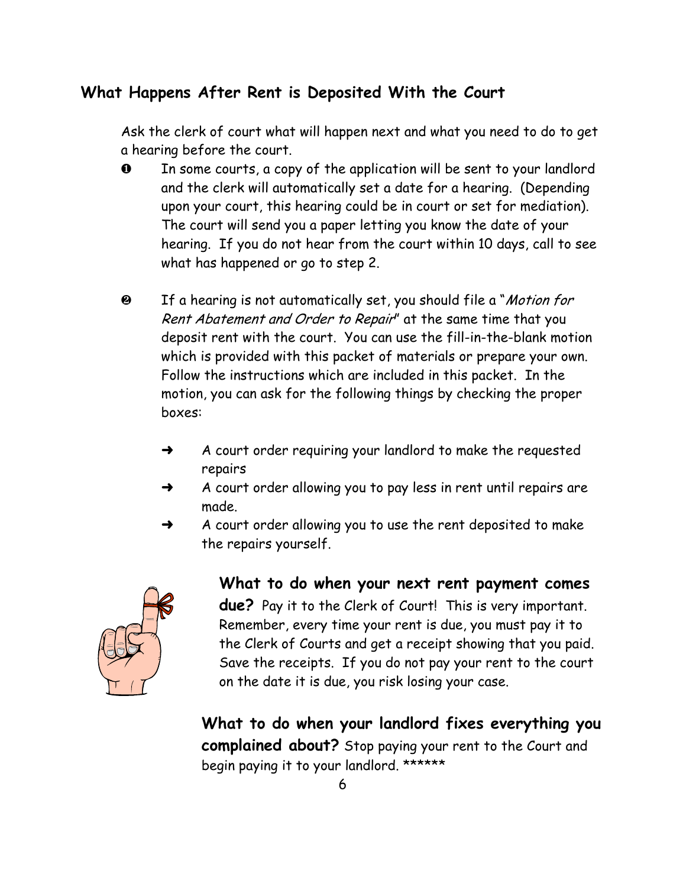## What Happens After Rent is Deposited With the Court

Ask the clerk of court what will happen next and what you need to do to get a hearing before the court.

1. In some courts, a copy of the application will be sent to your landlord and the clerk will automatically set a date for a hearing. (Depending upon your court, this hearing could be in court or set for mediation). The court will send you a paper letting you know the date of your hearing. If you do not hear from the court within 10 days, call to see what has happened or go to step 2.

2. If a hearing is not automatically set, you should file a "*Motion for Rent Abatement and Order to Repair*" at the same time that you deposit rent with the court. You can use the fill-in-the-blank motion which is provided with this packet of materials or prepare your own. Follow the instructions which are included in this packet. In the motion, you can ask for the following things by checking the proper boxes:

   ➜ A court order requiring your landlord to make the requested repairs

   ➜ A court order allowing you to pay less in rent until repairs are made.

   ➜ A court order allowing you to use the rent deposited to make the repairs yourself.

**What to do when your next rent payment comes due?** Pay it to the Clerk of Court! This is very important. Remember, every time your rent is due, you must pay it to the Clerk of Courts and get a receipt showing that you paid. Save the receipts. If you do not pay your rent to the court on the date it is due, you risk losing your case.

**What to do when your landlord fixes everything you complained about?** Stop paying your rent to the Court and begin paying it to your landlord. ******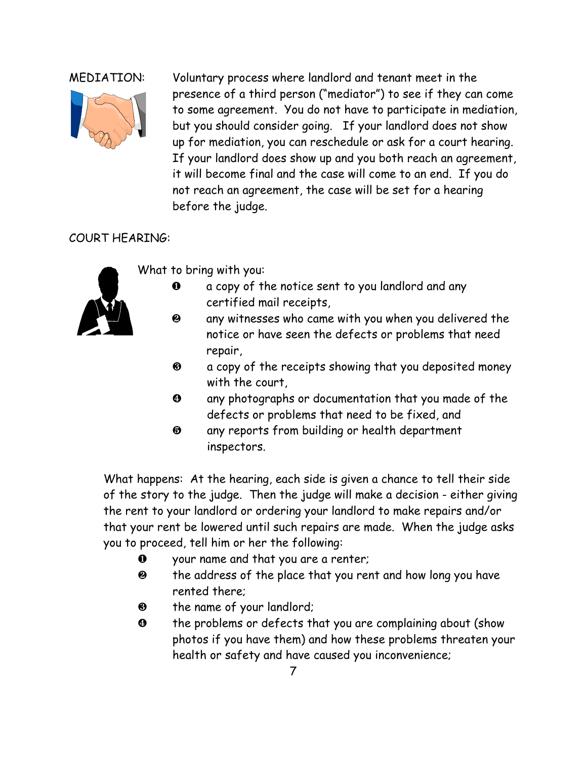MEDIATION: Voluntary process where landlord and tenant meet in the presence of a third person ("mediator") to see if they can come to some agreement. You do not have to participate in mediation, but you should consider going. If your landlord does not show up for mediation, you can reschedule or ask for a court hearing. If your landlord does show up and you both reach an agreement, it will become final and the case will come to an end. If you do not reach an agreement, the case will be set for a hearing before the judge.

COURT HEARING:

What to bring with you:

1. a copy of the notice sent to you landlord and any certified mail receipts,
2. any witnesses who came with you when you delivered the notice or have seen the defects or problems that need repair,
3. a copy of the receipts showing that you deposited money with the court,
4. any photographs or documentation that you made of the defects or problems that need to be fixed, and
5. any reports from building or health department inspectors.

What happens: At the hearing, each side is given a chance to tell their side of the story to the judge. Then the judge will make a decision - either giving the rent to your landlord or ordering your landlord to make repairs and/or that your rent be lowered until such repairs are made. When the judge asks you to proceed, tell him or her the following:

1. your name and that you are a renter;
2. the address of the place that you rent and how long you have rented there;
3. the name of your landlord;
4. the problems or defects that you are complaining about (show photos if you have them) and how these problems threaten your health or safety and have caused you inconvenience;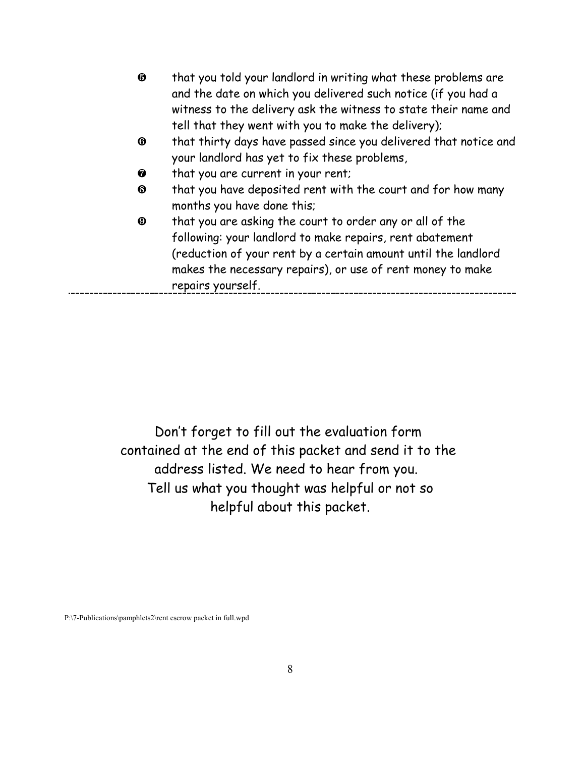❺ that you told your landlord in writing what these problems are and the date on which you delivered such notice (if you had a witness to the delivery ask the witness to state their name and tell that they went with you to make the delivery);

❻ that thirty days have passed since you delivered that notice and your landlord has yet to fix these problems,

❼ that you are current in your rent;

❽ that you have deposited rent with the court and for how many months you have done this;

❾ that you are asking the court to order any or all of the following: your landlord to make repairs, rent abatement (reduction of your rent by a certain amount until the landlord makes the necessary repairs), or use of rent money to make repairs yourself.

---

Don't forget to fill out the evaluation form contained at the end of this packet and send it to the address listed. We need to hear from you. Tell us what you thought was helpful or not so helpful about this packet.

P:\7-Publications\pamphlets2\rent escrow packet in full.wpd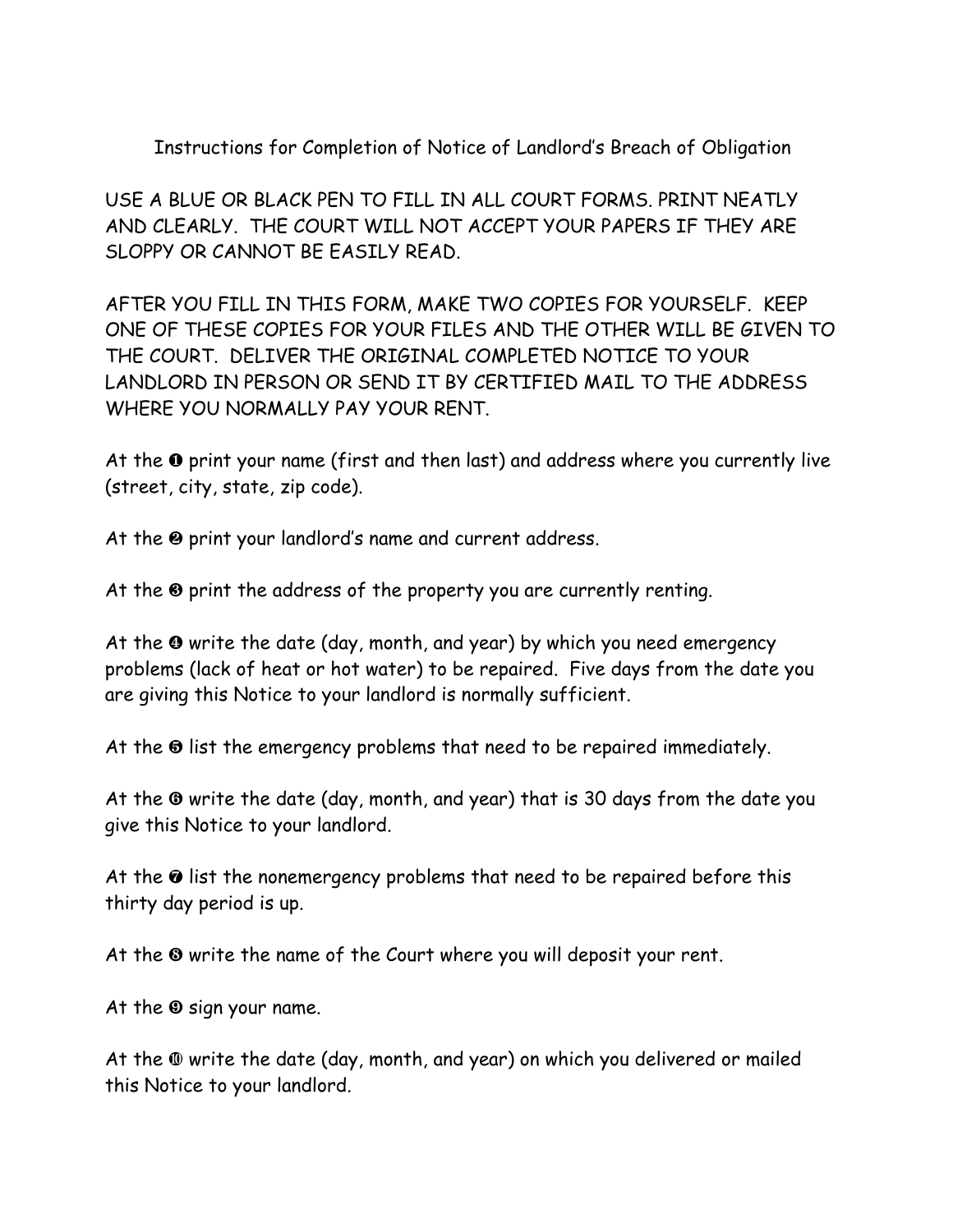# Instructions for Completion of Notice of Landlord's Breach of Obligation

USE A BLUE OR BLACK PEN TO FILL IN ALL COURT FORMS. PRINT NEATLY AND CLEARLY. THE COURT WILL NOT ACCEPT YOUR PAPERS IF THEY ARE SLOPPY OR CANNOT BE EASILY READ.

AFTER YOU FILL IN THIS FORM, MAKE TWO COPIES FOR YOURSELF. KEEP ONE OF THESE COPIES FOR YOUR FILES AND THE OTHER WILL BE GIVEN TO THE COURT. DELIVER THE ORIGINAL COMPLETED NOTICE TO YOUR LANDLORD IN PERSON OR SEND IT BY CERTIFIED MAIL TO THE ADDRESS WHERE YOU NORMALLY PAY YOUR RENT.

At the ❶ print your name (first and then last) and address where you currently live (street, city, state, zip code).

At the ❷ print your landlord's name and current address.

At the ❸ print the address of the property you are currently renting.

At the ❹ write the date (day, month, and year) by which you need emergency problems (lack of heat or hot water) to be repaired. Five days from the date you are giving this Notice to your landlord is normally sufficient.

At the ❺ list the emergency problems that need to be repaired immediately.

At the ❻ write the date (day, month, and year) that is 30 days from the date you give this Notice to your landlord.

At the ❼ list the nonemergency problems that need to be repaired before this thirty day period is up.

At the ❽ write the name of the Court where you will deposit your rent.

At the ❾ sign your name.

At the ❿ write the date (day, month, and year) on which you delivered or mailed this Notice to your landlord.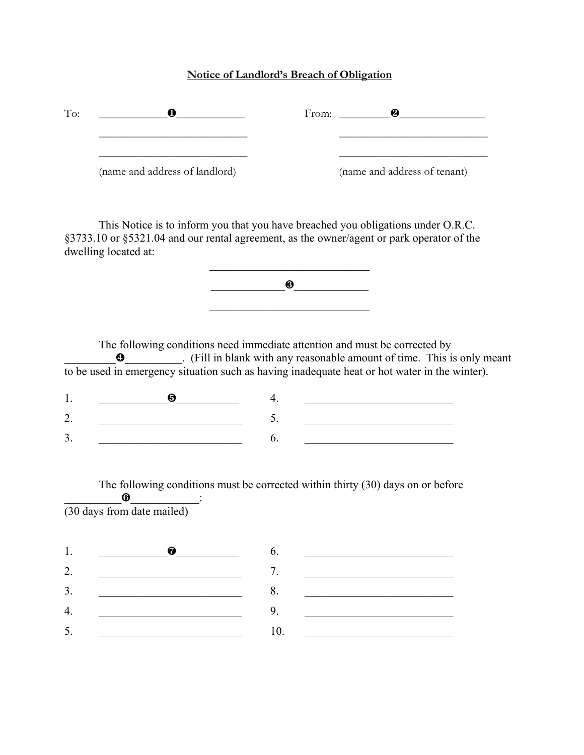**Notice of Landlord's Breach of Obligation**

To: ____________❶____________
___________________________
___________________________
(name and address of landlord)

From: _________❷_______________
___________________________
___________________________
(name and address of tenant)

This Notice is to inform you that you have breached you obligations under O.R.C. §3733.10 or §5321.04 and our rental agreement, as the owner/agent or park operator of the dwelling located at:

_____________________________
____________❸____________
_____________________________

The following conditions need immediate attention and must be corrected by _________❹_________. (Fill in blank with any reasonable amount of time. This is only meant to be used in emergency situation such as having inadequate heat or hot water in the winter).

1. ____________❺___________
2. __________________________
3. __________________________
4. __________________________
5. __________________________
6. __________________________

The following conditions must be corrected within thirty (30) days on or before _________❻___________:
(30 days from date mailed)

1. ____________❼___________
2. __________________________
3. __________________________
4. __________________________
5. __________________________
6. __________________________
7. __________________________
8. __________________________
9. __________________________
10. __________________________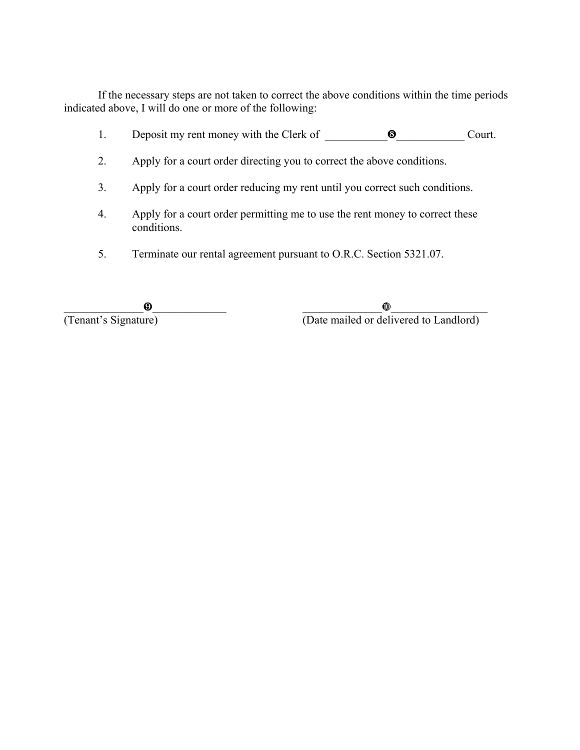If the necessary steps are not taken to correct the above conditions within the time periods indicated above, I will do one or more of the following:

1. Deposit my rent money with the Clerk of ___________❽____________ Court.

2. Apply for a court order directing you to correct the above conditions.

3. Apply for a court order reducing my rent until you correct such conditions.

4. Apply for a court order permitting me to use the rent money to correct these conditions.

5. Terminate our rental agreement pursuant to O.R.C. Section 5321.07.

______________❾_____________
(Tenant's Signature)

______________❿_________________
(Date mailed or delivered to Landlord)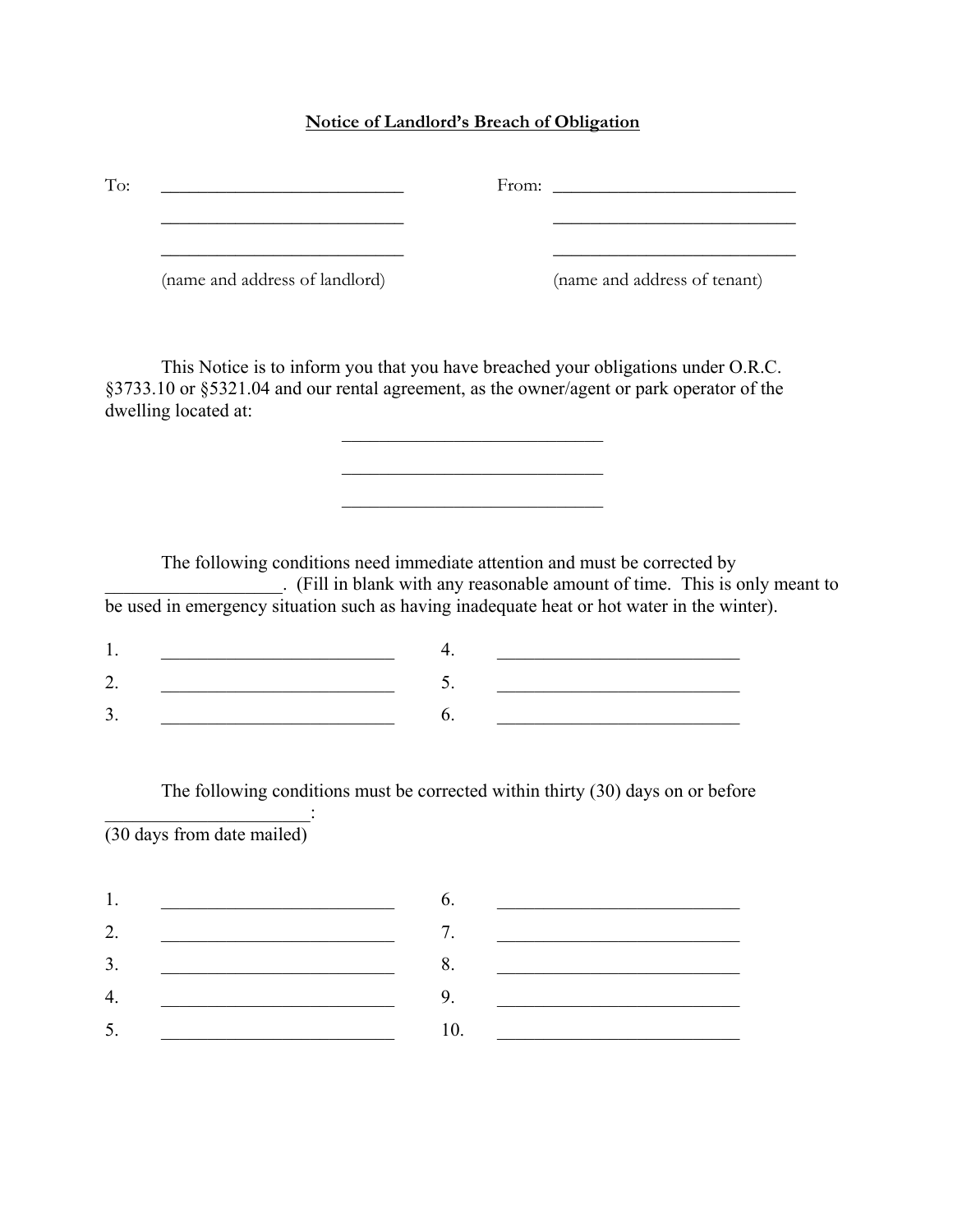**Notice of Landlord's Breach of Obligation**

To: ___________________________ From: ___________________________

___________________________ ___________________________

___________________________ ___________________________

(name and address of landlord) (name and address of tenant)

This Notice is to inform you that you have breached your obligations under O.R.C. §3733.10 or §5321.04 and our rental agreement, as the owner/agent or park operator of the dwelling located at:

___________________________

___________________________

___________________________

The following conditions need immediate attention and must be corrected by ___________________. (Fill in blank with any reasonable amount of time. This is only meant to be used in emergency situation such as having inadequate heat or hot water in the winter).

1. ___________________________ 4. ___________________________

2. ___________________________ 5. ___________________________

3. ___________________________ 6. ___________________________

The following conditions must be corrected within thirty (30) days on or before ______________________:
(30 days from date mailed)

1. ___________________________ 6. ___________________________

2. ___________________________ 7. ___________________________

3. ___________________________ 8. ___________________________

4. ___________________________ 9. ___________________________

5. ___________________________ 10. ___________________________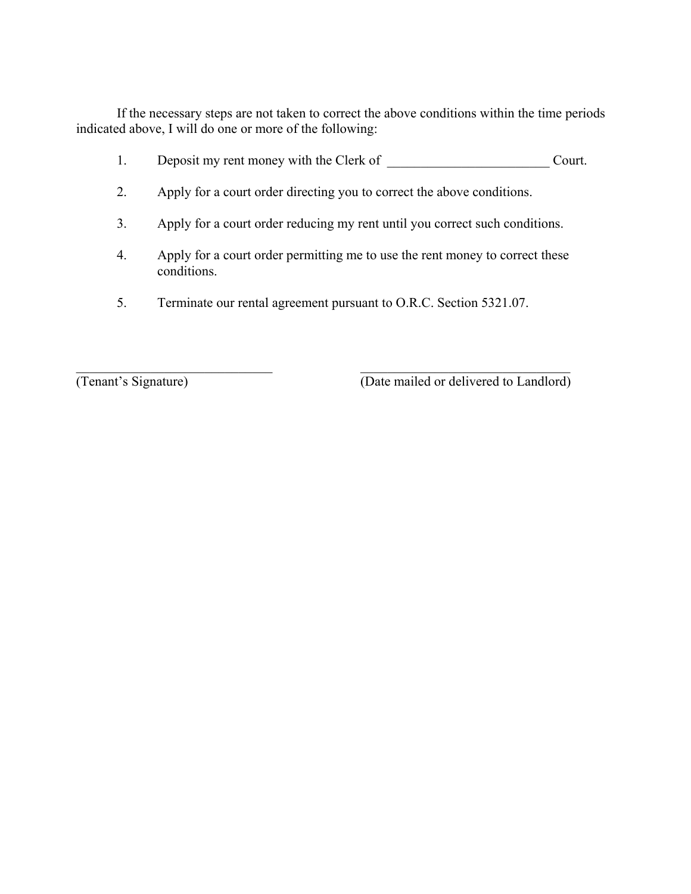If the necessary steps are not taken to correct the above conditions within the time periods indicated above, I will do one or more of the following:

1. Deposit my rent money with the Clerk of ________________________ Court.

2. Apply for a court order directing you to correct the above conditions.

3. Apply for a court order reducing my rent until you correct such conditions.

4. Apply for a court order permitting me to use the rent money to correct these conditions.

5. Terminate our rental agreement pursuant to O.R.C. Section 5321.07.

______________________________ (Tenant's Signature)

______________________________ (Date mailed or delivered to Landlord)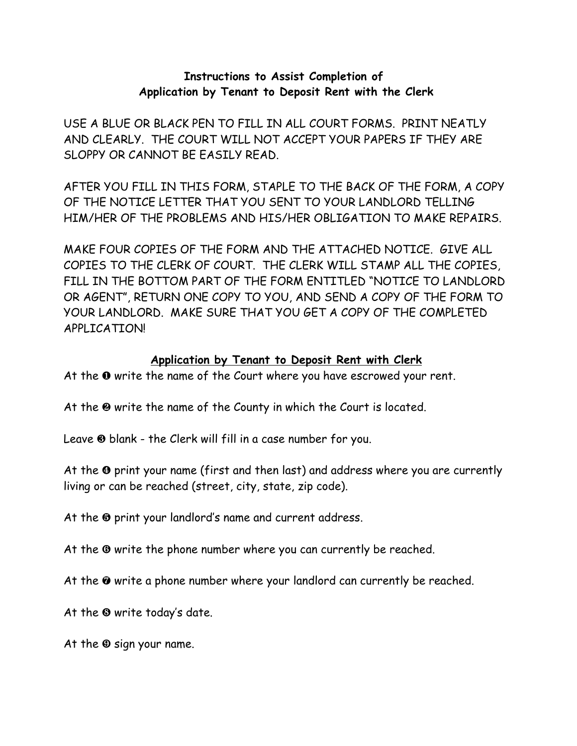**Instructions to Assist Completion of**
**Application by Tenant to Deposit Rent with the Clerk**

USE A BLUE OR BLACK PEN TO FILL IN ALL COURT FORMS. PRINT NEATLY AND CLEARLY. THE COURT WILL NOT ACCEPT YOUR PAPERS IF THEY ARE SLOPPY OR CANNOT BE EASILY READ.

AFTER YOU FILL IN THIS FORM, STAPLE TO THE BACK OF THE FORM, A COPY OF THE NOTICE LETTER THAT YOU SENT TO YOUR LANDLORD TELLING HIM/HER OF THE PROBLEMS AND HIS/HER OBLIGATION TO MAKE REPAIRS.

MAKE FOUR COPIES OF THE FORM AND THE ATTACHED NOTICE. GIVE ALL COPIES TO THE CLERK OF COURT. THE CLERK WILL STAMP ALL THE COPIES, FILL IN THE BOTTOM PART OF THE FORM ENTITLED "NOTICE TO LANDLORD OR AGENT", RETURN ONE COPY TO YOU, AND SEND A COPY OF THE FORM TO YOUR LANDLORD. MAKE SURE THAT YOU GET A COPY OF THE COMPLETED APPLICATION!

**Application by Tenant to Deposit Rent with Clerk**

At the ❶ write the name of the Court where you have escrowed your rent.

At the ❷ write the name of the County in which the Court is located.

Leave ❸ blank - the Clerk will fill in a case number for you.

At the ❹ print your name (first and then last) and address where you are currently living or can be reached (street, city, state, zip code).

At the ❺ print your landlord's name and current address.

At the ❻ write the phone number where you can currently be reached.

At the ❼ write a phone number where your landlord can currently be reached.

At the ❽ write today's date.

At the ❾ sign your name.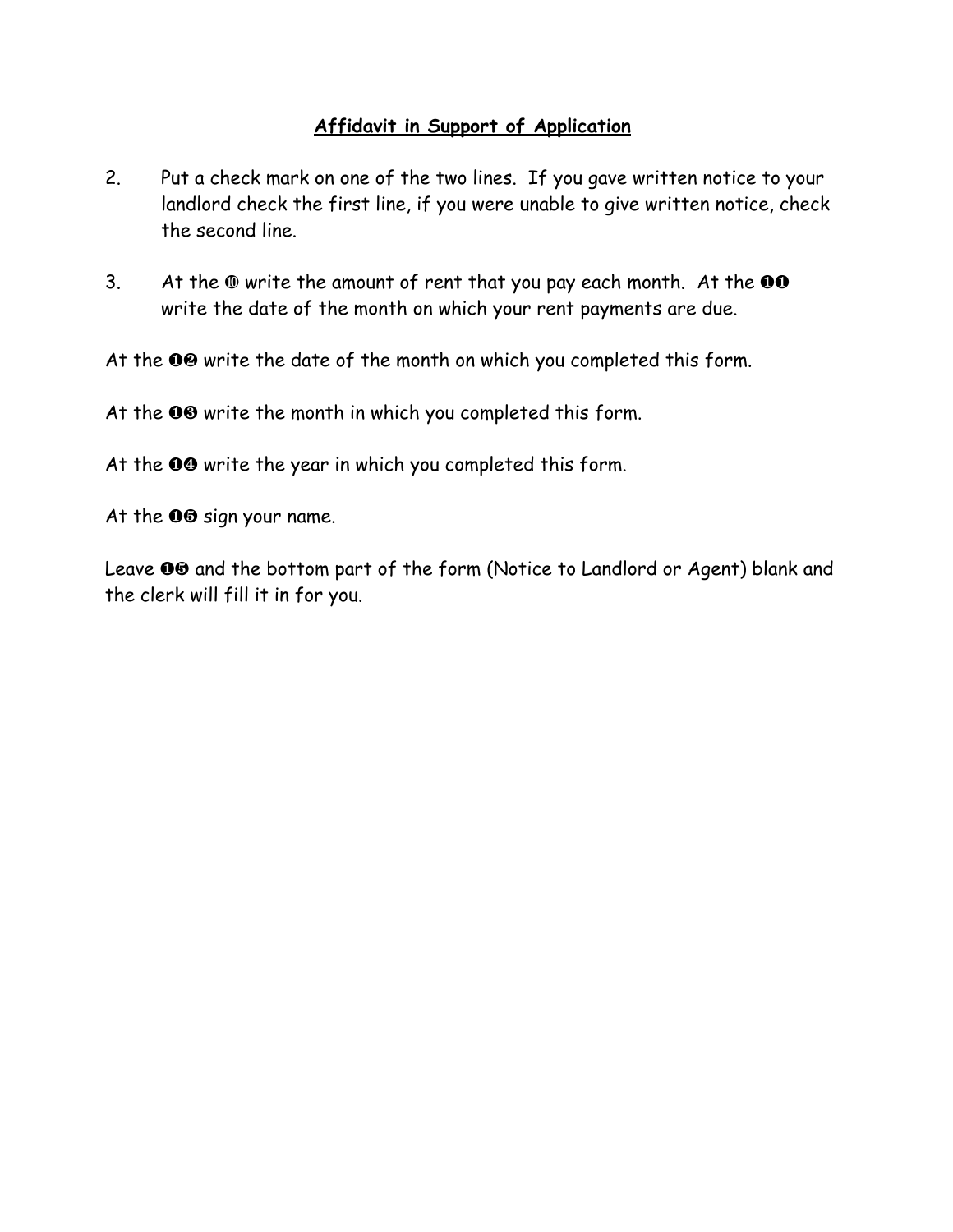## Affidavit in Support of Application

2. Put a check mark on one of the two lines. If you gave written notice to your landlord check the first line, if you were unable to give written notice, check the second line.

3. At the ⑩ write the amount of rent that you pay each month. At the ➊➊ write the date of the month on which your rent payments are due.

At the ➊➋ write the date of the month on which you completed this form.

At the ➊➌ write the month in which you completed this form.

At the ➊➍ write the year in which you completed this form.

At the ➊➎ sign your name.

Leave ➊➏ and the bottom part of the form (Notice to Landlord or Agent) blank and the clerk will fill it in for you.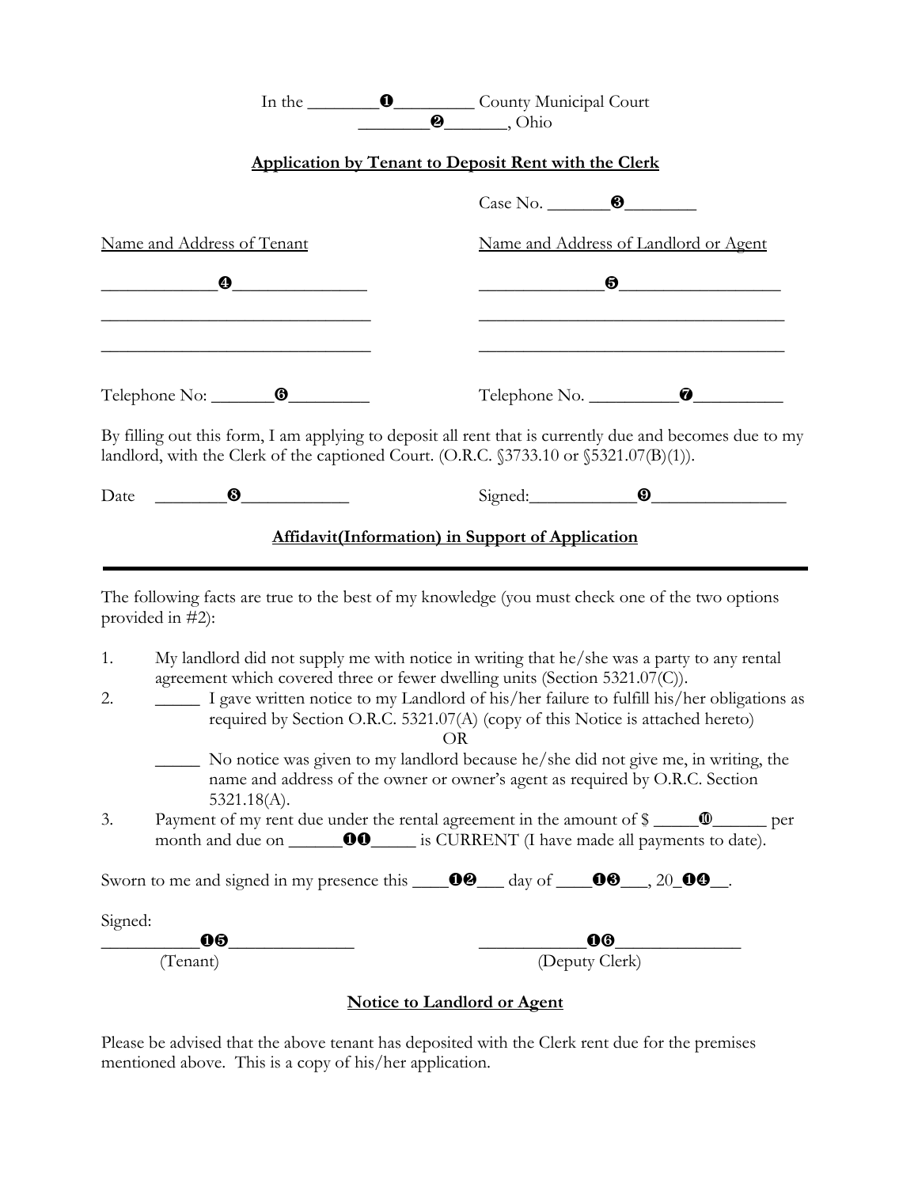In the ________❶_________ County Municipal Court
________❷_______, Ohio

**Application by Tenant to Deposit Rent with the Clerk**

Case No. _______❸________

| Name and Address of Tenant | Name and Address of Landlord or Agent |
|---|---|
| _____________❹_______________ | ______________❺__________________ |
| _______________________________ | ___________________________________ |
| _______________________________ | ___________________________________ |
| Telephone No: _______❻_________ | Telephone No. __________❼__________ |

By filling out this form, I am applying to deposit all rent that is currently due and becomes due to my landlord, with the Clerk of the captioned Court. (O.R.C. §3733.10 or §5321.07(B)(1)).

Date ________❽____________ Signed:____________❾_______________

**Affidavit(Information) in Support of Application**

---

The following facts are true to the best of my knowledge (you must check one of the two options provided in #2):

1. My landlord did not supply me with notice in writing that he/she was a party to any rental agreement which covered three or fewer dwelling units (Section 5321.07(C)).
2. _____ I gave written notice to my Landlord of his/her failure to fulfill his/her obligations as required by Section O.R.C. 5321.07(A) (copy of this Notice is attached hereto)

   OR

   _____ No notice was given to my landlord because he/she did not give me, in writing, the name and address of the owner or owner's agent as required by O.R.C. Section 5321.18(A).
3. Payment of my rent due under the rental agreement in the amount of $ _____❿______ per month and due on ______⓫_____ is CURRENT (I have made all payments to date).

Sworn to me and signed in my presence this ____⓬___ day of ____⓭___, 20_⓮__.

Signed:

| ___________⓯______________ | ____________⓰______________ |
|---|---|
| (Tenant) | (Deputy Clerk) |

**Notice to Landlord or Agent**

Please be advised that the above tenant has deposited with the Clerk rent due for the premises mentioned above. This is a copy of his/her application.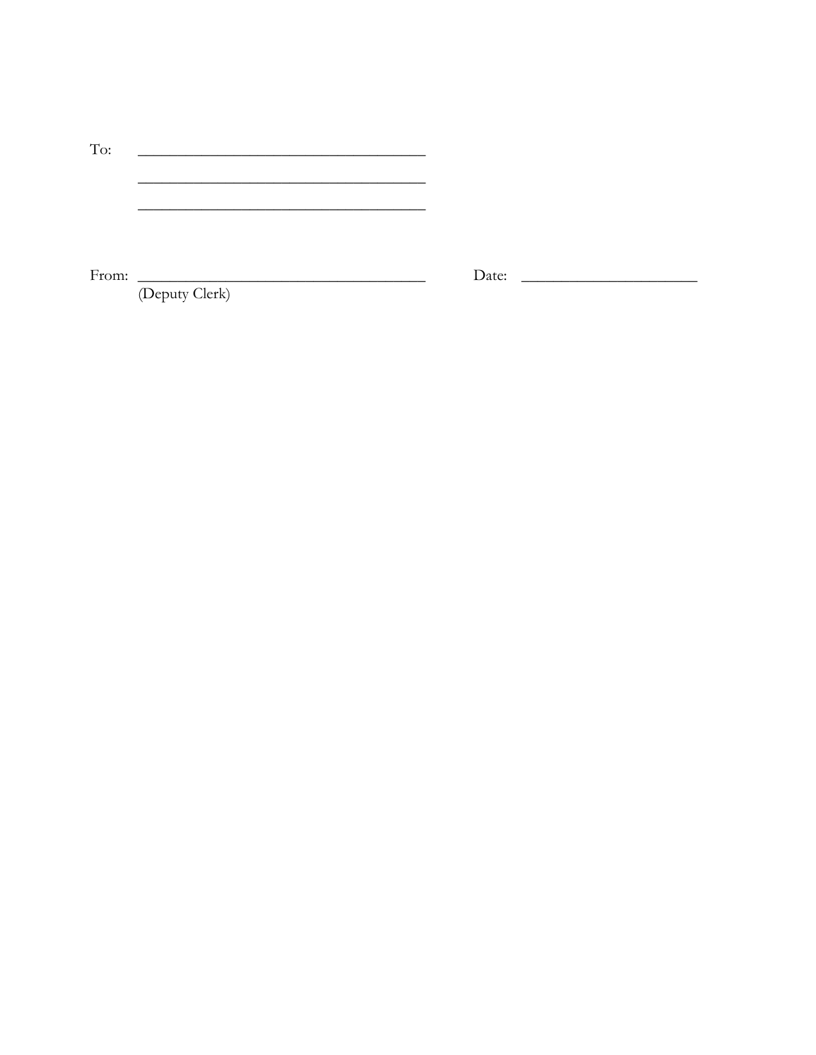To: ______________________________________

______________________________________

______________________________________

From: ______________________________________ Date: ______________________
(Deputy Clerk)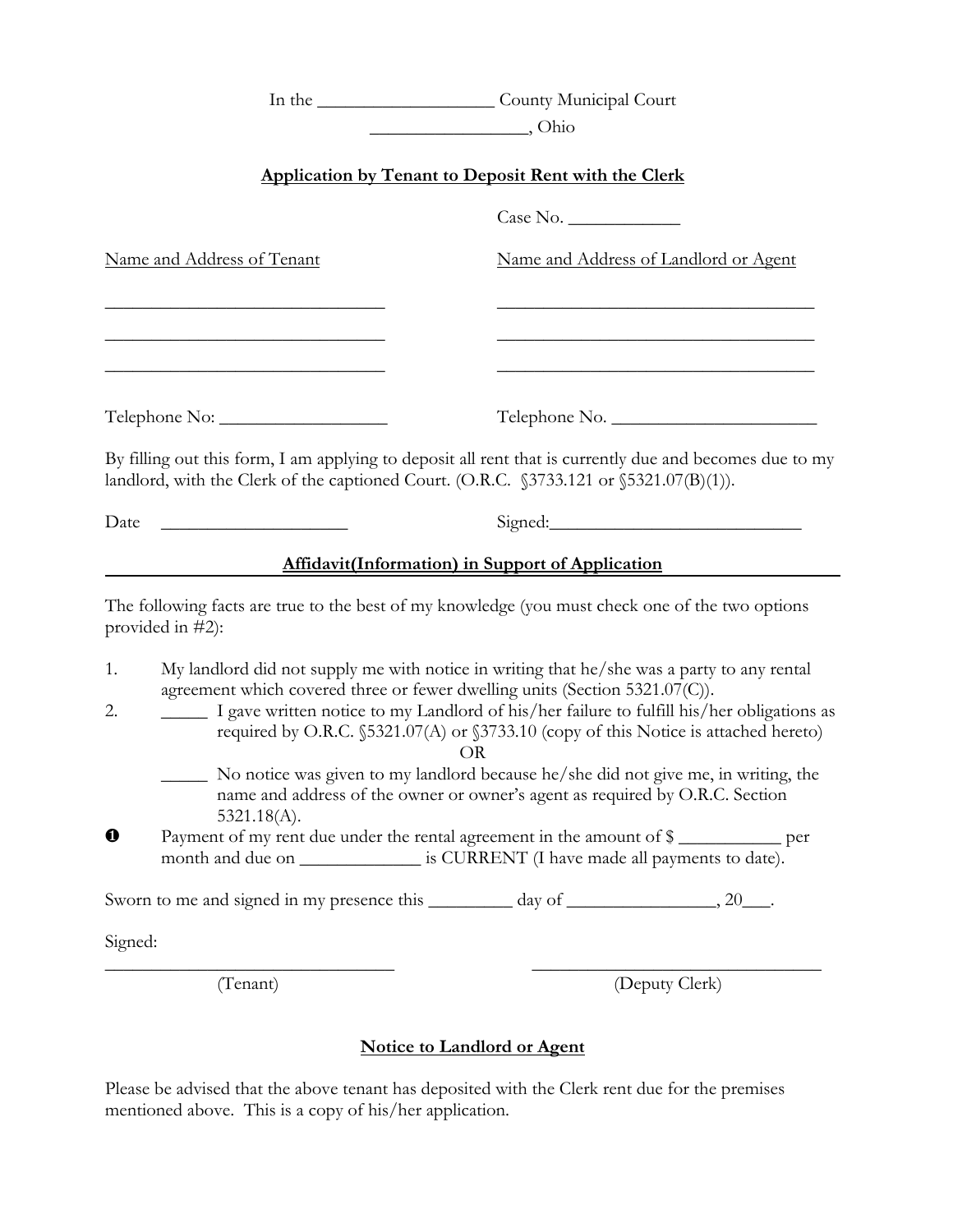In the ___________________ County Municipal Court

_________________, Ohio

**Application by Tenant to Deposit Rent with the Clerk**

Case No. ____________

| Name and Address of Tenant | Name and Address of Landlord or Agent |
|---|---|
| ______________________________ | ___________________________________ |
| ______________________________ | ___________________________________ |
| ______________________________ | ___________________________________ |
| Telephone No: __________________ | Telephone No. ______________________ |

By filling out this form, I am applying to deposit all rent that is currently due and becomes due to my landlord, with the Clerk of the captioned Court. (O.R.C. §3733.121 or §5321.07(B)(1)).

Date ____________________     Signed:____________________________

**Affidavit(Information) in Support of Application**

The following facts are true to the best of my knowledge (you must check one of the two options provided in #2):

1. My landlord did not supply me with notice in writing that he/she was a party to any rental agreement which covered three or fewer dwelling units (Section 5321.07(C)).
2. _____ I gave written notice to my Landlord of his/her failure to fulfill his/her obligations as required by O.R.C. §5321.07(A) or §3733.10 (copy of this Notice is attached hereto)

   OR

   _____ No notice was given to my landlord because he/she did not give me, in writing, the name and address of the owner or owner's agent as required by O.R.C. Section 5321.18(A).

❶ Payment of my rent due under the rental agreement in the amount of $ ___________ per month and due on _____________ is CURRENT (I have made all payments to date).

Sworn to me and signed in my presence this _________ day of ________________, 20___.

Signed:

_______________________________     _______________________________

(Tenant)     (Deputy Clerk)

**Notice to Landlord or Agent**

Please be advised that the above tenant has deposited with the Clerk rent due for the premises mentioned above. This is a copy of his/her application.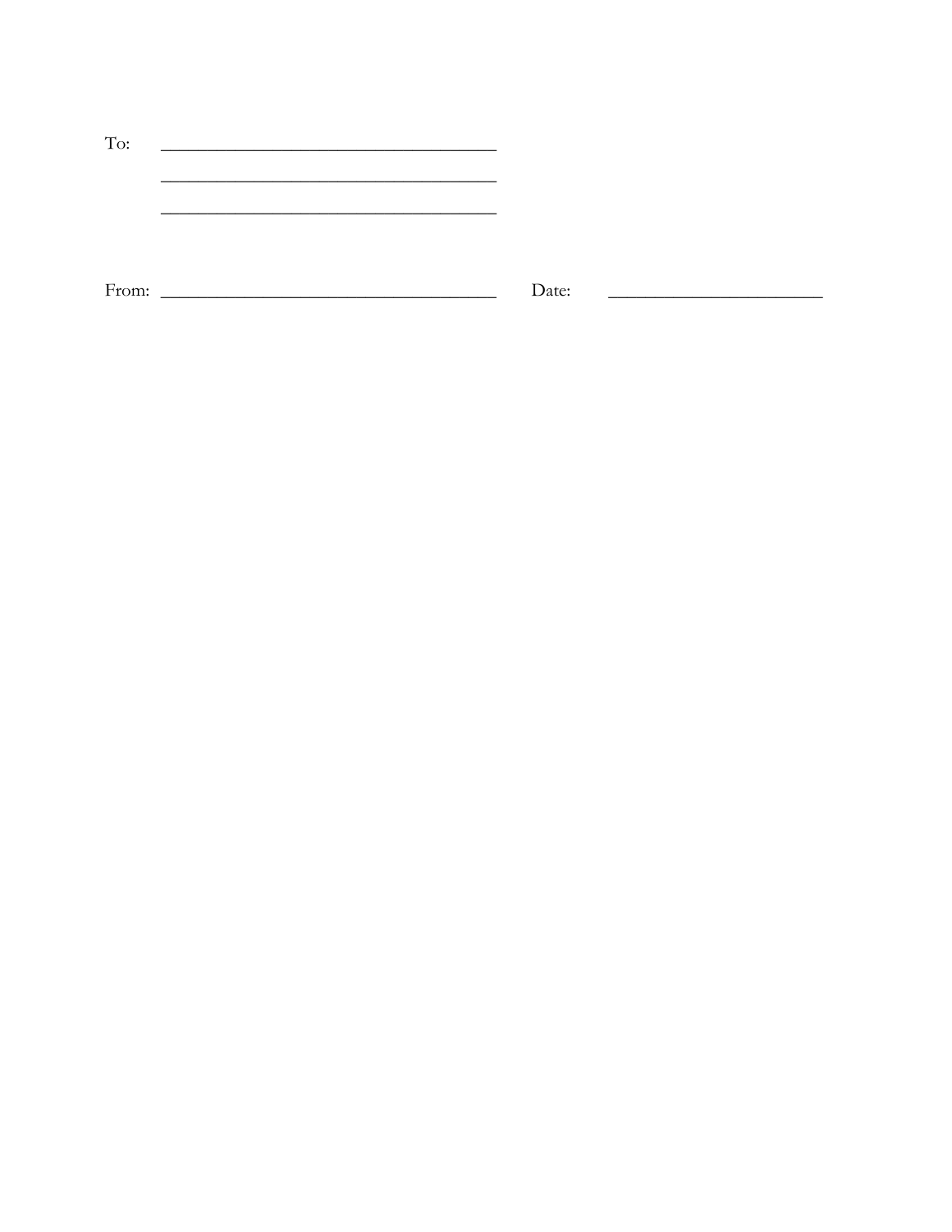To: ____________________________________

____________________________________

____________________________________

From: ____________________________________ Date: ______________________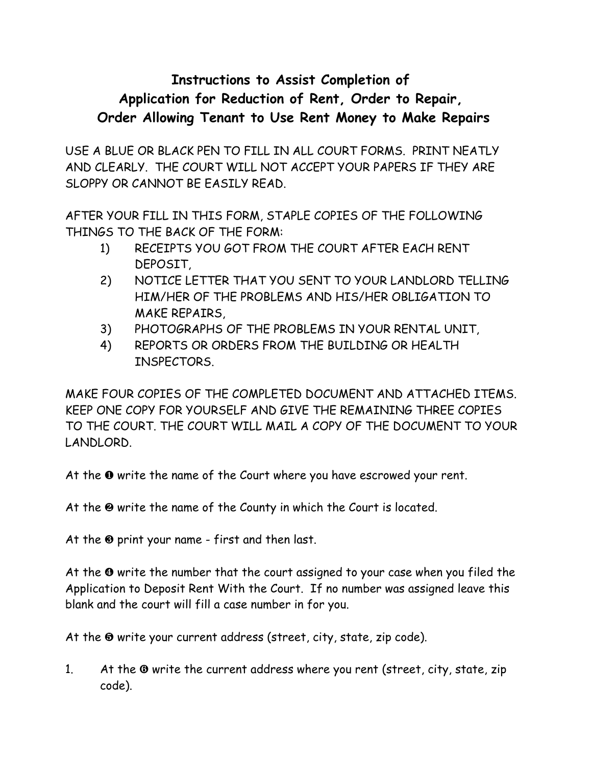# Instructions to Assist Completion of Application for Reduction of Rent, Order to Repair, Order Allowing Tenant to Use Rent Money to Make Repairs

USE A BLUE OR BLACK PEN TO FILL IN ALL COURT FORMS. PRINT NEATLY AND CLEARLY. THE COURT WILL NOT ACCEPT YOUR PAPERS IF THEY ARE SLOPPY OR CANNOT BE EASILY READ.

AFTER YOUR FILL IN THIS FORM, STAPLE COPIES OF THE FOLLOWING THINGS TO THE BACK OF THE FORM:

1) RECEIPTS YOU GOT FROM THE COURT AFTER EACH RENT DEPOSIT,
2) NOTICE LETTER THAT YOU SENT TO YOUR LANDLORD TELLING HIM/HER OF THE PROBLEMS AND HIS/HER OBLIGATION TO MAKE REPAIRS,
3) PHOTOGRAPHS OF THE PROBLEMS IN YOUR RENTAL UNIT,
4) REPORTS OR ORDERS FROM THE BUILDING OR HEALTH INSPECTORS.

MAKE FOUR COPIES OF THE COMPLETED DOCUMENT AND ATTACHED ITEMS. KEEP ONE COPY FOR YOURSELF AND GIVE THE REMAINING THREE COPIES TO THE COURT. THE COURT WILL MAIL A COPY OF THE DOCUMENT TO YOUR LANDLORD.

At the ❶ write the name of the Court where you have escrowed your rent.

At the ❷ write the name of the County in which the Court is located.

At the ❸ print your name - first and then last.

At the ❹ write the number that the court assigned to your case when you filed the Application to Deposit Rent With the Court. If no number was assigned leave this blank and the court will fill a case number in for you.

At the ❺ write your current address (street, city, state, zip code).

1. At the ❻ write the current address where you rent (street, city, state, zip code).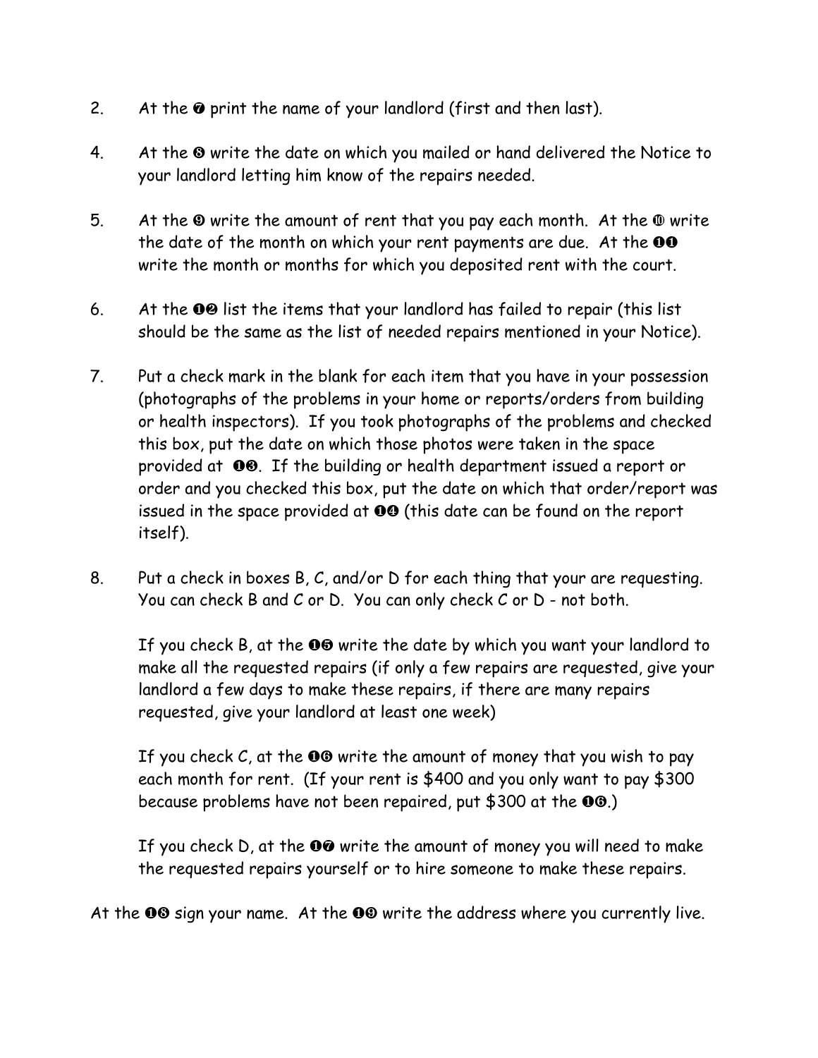2. At the ❼ print the name of your landlord (first and then last).

4. At the ❽ write the date on which you mailed or hand delivered the Notice to your landlord letting him know of the repairs needed.

5. At the ❾ write the amount of rent that you pay each month. At the ❿ write the date of the month on which your rent payments are due. At the ❶❶ write the month or months for which you deposited rent with the court.

6. At the ❶❷ list the items that your landlord has failed to repair (this list should be the same as the list of needed repairs mentioned in your Notice).

7. Put a check mark in the blank for each item that you have in your possession (photographs of the problems in your home or reports/orders from building or health inspectors). If you took photographs of the problems and checked this box, put the date on which those photos were taken in the space provided at ❶❸. If the building or health department issued a report or order and you checked this box, put the date on which that order/report was issued in the space provided at ❶❹ (this date can be found on the report itself).

8. Put a check in boxes B, C, and/or D for each thing that your are requesting. You can check B and C or D. You can only check C or D - not both.

   If you check B, at the ❶❺ write the date by which you want your landlord to make all the requested repairs (if only a few repairs are requested, give your landlord a few days to make these repairs, if there are many repairs requested, give your landlord at least one week)

   If you check C, at the ❶❻ write the amount of money that you wish to pay each month for rent. (If your rent is $400 and you only want to pay $300 because problems have not been repaired, put $300 at the ❶❻.)

   If you check D, at the ❶❼ write the amount of money you will need to make the requested repairs yourself or to hire someone to make these repairs.

At the ❶❽ sign your name. At the ❶❾ write the address where you currently live.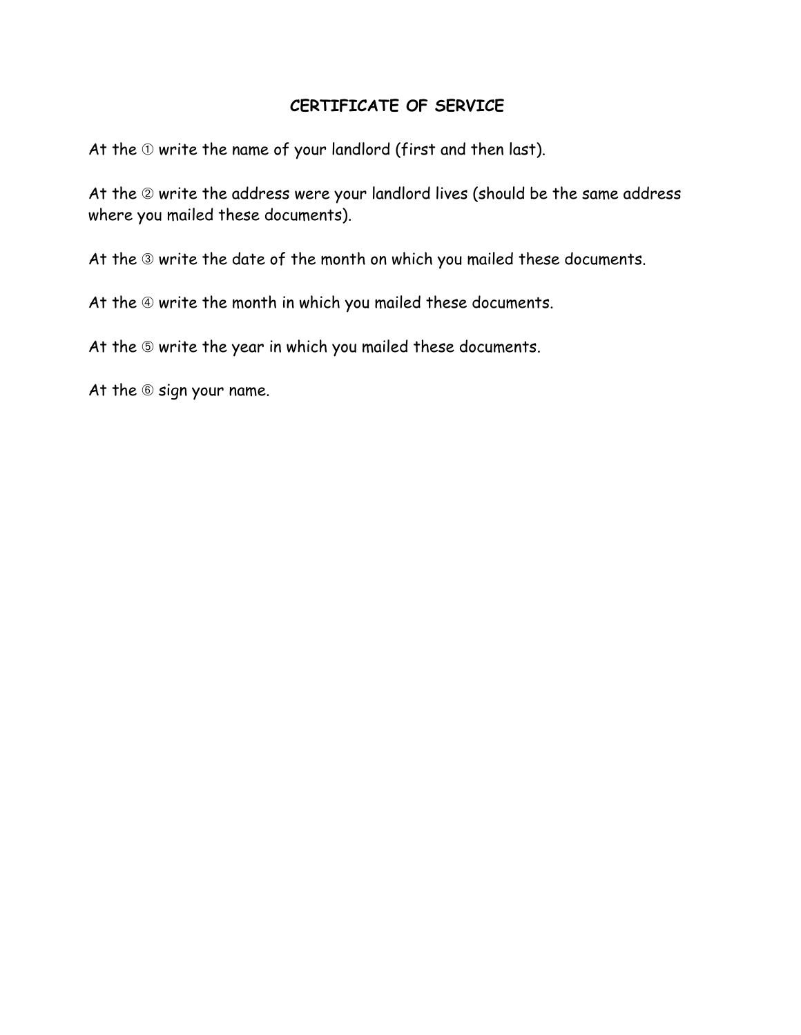# CERTIFICATE OF SERVICE

At the ① write the name of your landlord (first and then last).

At the ② write the address were your landlord lives (should be the same address where you mailed these documents).

At the ③ write the date of the month on which you mailed these documents.

At the ④ write the month in which you mailed these documents.

At the ⑤ write the year in which you mailed these documents.

At the ⑥ sign your name.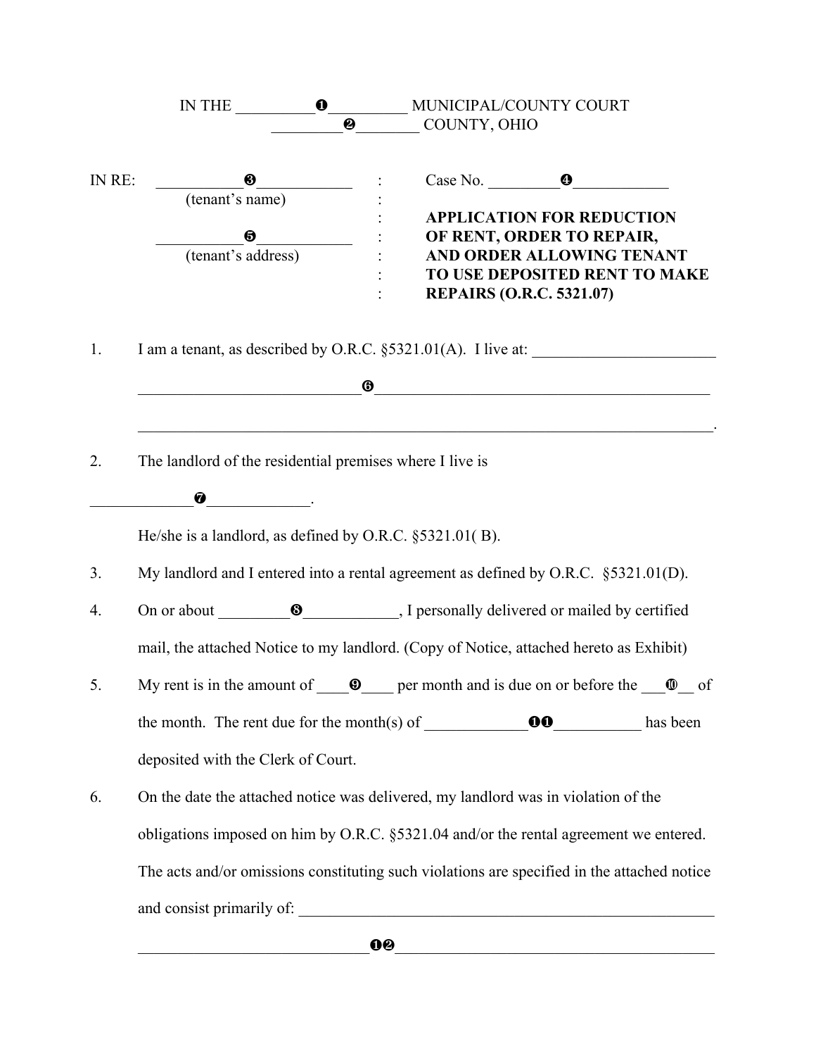IN THE __________❶__________ MUNICIPAL/COUNTY COURT
_________❷________ COUNTY, OHIO

| IN RE: | ___________❸____________ | : | Case No. _________❹____________ |
|---|---|---|---|
| | (tenant's name) | : | |
| | | : | **APPLICATION FOR REDUCTION** |
| | ___________❺____________ | : | **OF RENT, ORDER TO REPAIR,** |
| | (tenant's address) | : | **AND ORDER ALLOWING TENANT** |
| | | : | **TO USE DEPOSITED RENT TO MAKE** |
| | | : | **REPAIRS (O.R.C. 5321.07)** |

1. I am a tenant, as described by O.R.C. §5321.01(A). I live at: ________________________

   ____________________________❻____________________________________________

   _____________________________________________________________________________.

2. The landlord of the residential premises where I live is

   _____________❼_____________.

   He/she is a landlord, as defined by O.R.C. §5321.01( B).

3. My landlord and I entered into a rental agreement as defined by O.R.C. §5321.01(D).

4. On or about _________❽____________, I personally delivered or mailed by certified mail, the attached Notice to my landlord. (Copy of Notice, attached hereto as Exhibit)

5. My rent is in the amount of ____❾____ per month and is due on or before the ___❿__ of the month. The rent due for the month(s) of _____________❶❶___________ has been deposited with the Clerk of Court.

6. On the date the attached notice was delivered, my landlord was in violation of the obligations imposed on him by O.R.C. §5321.04 and/or the rental agreement we entered. The acts and/or omissions constituting such violations are specified in the attached notice and consist primarily of: ______________________________________________________

   _____________________________❶❷__________________________________________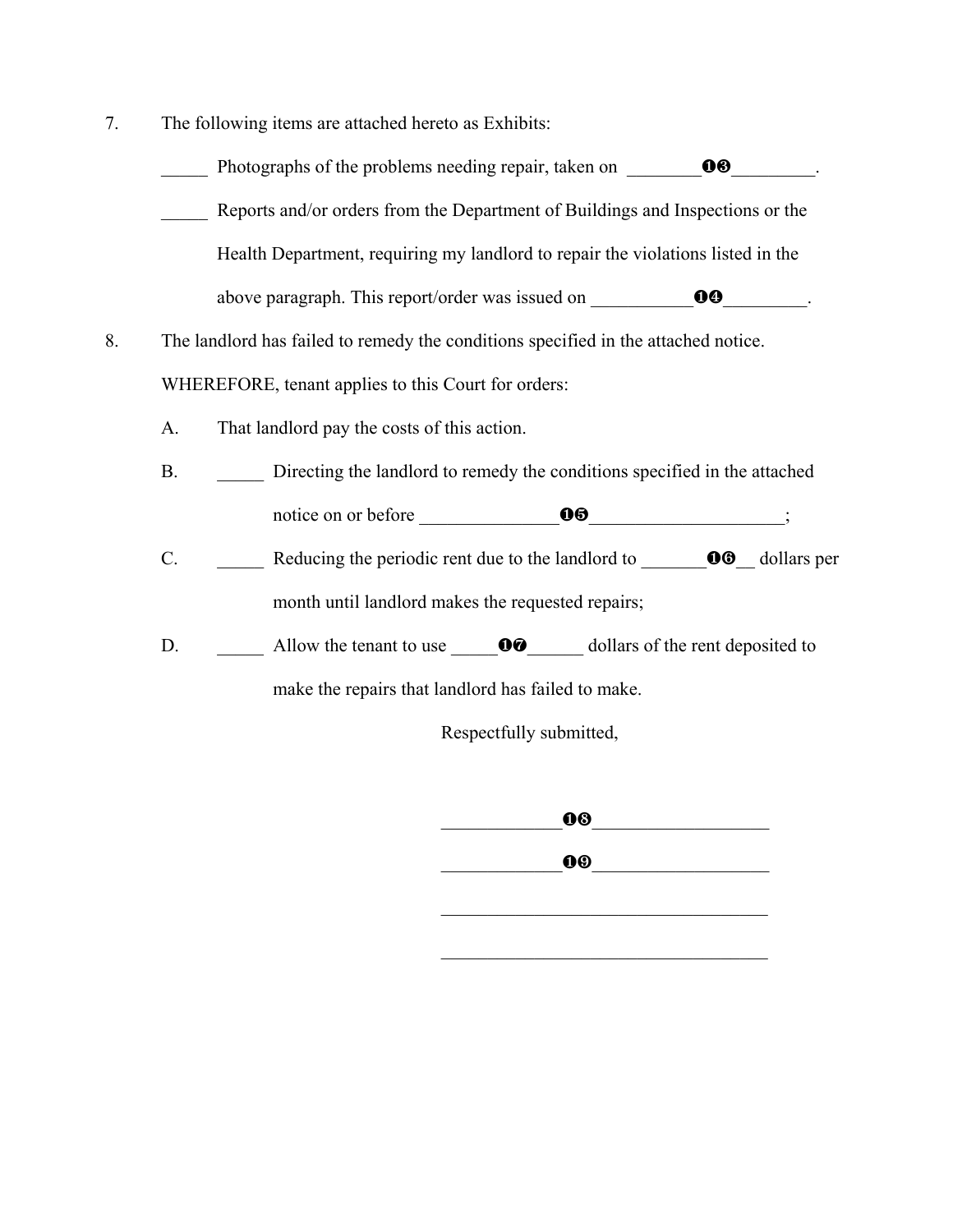7. The following items are attached hereto as Exhibits:

   _____ Photographs of the problems needing repair, taken on ________❶❸_________.

   _____ Reports and/or orders from the Department of Buildings and Inspections or the Health Department, requiring my landlord to repair the violations listed in the above paragraph. This report/order was issued on ___________❶❹_________.

8. The landlord has failed to remedy the conditions specified in the attached notice.

WHEREFORE, tenant applies to this Court for orders:

A. That landlord pay the costs of this action.

B. _____ Directing the landlord to remedy the conditions specified in the attached notice on or before _______________❶❺_____________________;

C. _____ Reducing the periodic rent due to the landlord to _______❶❻__ dollars per month until landlord makes the requested repairs;

D. _____ Allow the tenant to use _____❶❼______ dollars of the rent deposited to make the repairs that landlord has failed to make.

Respectfully submitted,

_____________❶❽___________________

_____________❶❾___________________

____________________________________

____________________________________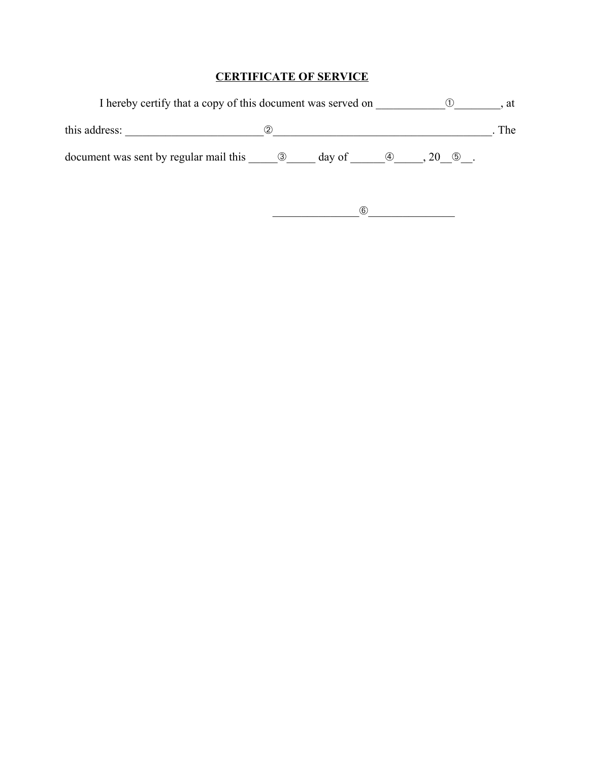## <u>CERTIFICATE OF SERVICE</u>

I hereby certify that a copy of this document was served on ____________①________, at this address: ________________________②______________________________________. The document was sent by regular mail this _____③_____ day of ______④_____, 20__⑤__.

_______________⑥_______________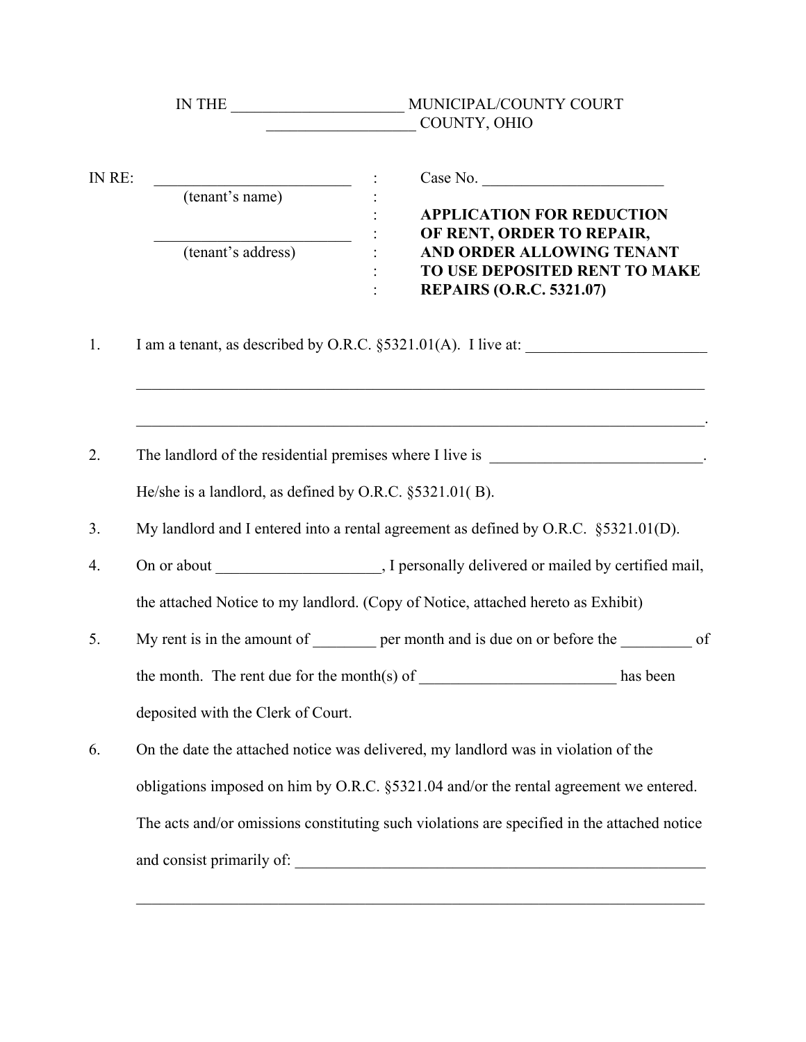IN THE ______________________ MUNICIPAL/COUNTY COURT
___________________ COUNTY, OHIO

| | | |
|---|---|---|
| IN RE: ___________________________ | : | Case No. ________________________ |
| (tenant's name) | : | |
| | : | **APPLICATION FOR REDUCTION** |
| ___________________________ | : | **OF RENT, ORDER TO REPAIR,** |
| (tenant's address) | : | **AND ORDER ALLOWING TENANT** |
| | : | **TO USE DEPOSITED RENT TO MAKE** |
| | : | **REPAIRS (O.R.C. 5321.07)** |

1. I am a tenant, as described by O.R.C. §5321.01(A). I live at: ________________________

   ___________________________________________________________________________

   ___________________________________________________________________________.

2. The landlord of the residential premises where I live is ____________________________. He/she is a landlord, as defined by O.R.C. §5321.01( B).

3. My landlord and I entered into a rental agreement as defined by O.R.C. §5321.01(D).

4. On or about _____________________, I personally delivered or mailed by certified mail, the attached Notice to my landlord. (Copy of Notice, attached hereto as Exhibit)

5. My rent is in the amount of ________ per month and is due on or before the _________ of the month. The rent due for the month(s) of _________________________ has been deposited with the Clerk of Court.

6. On the date the attached notice was delivered, my landlord was in violation of the obligations imposed on him by O.R.C. §5321.04 and/or the rental agreement we entered. The acts and/or omissions constituting such violations are specified in the attached notice and consist primarily of: _______________________________________________________

   ___________________________________________________________________________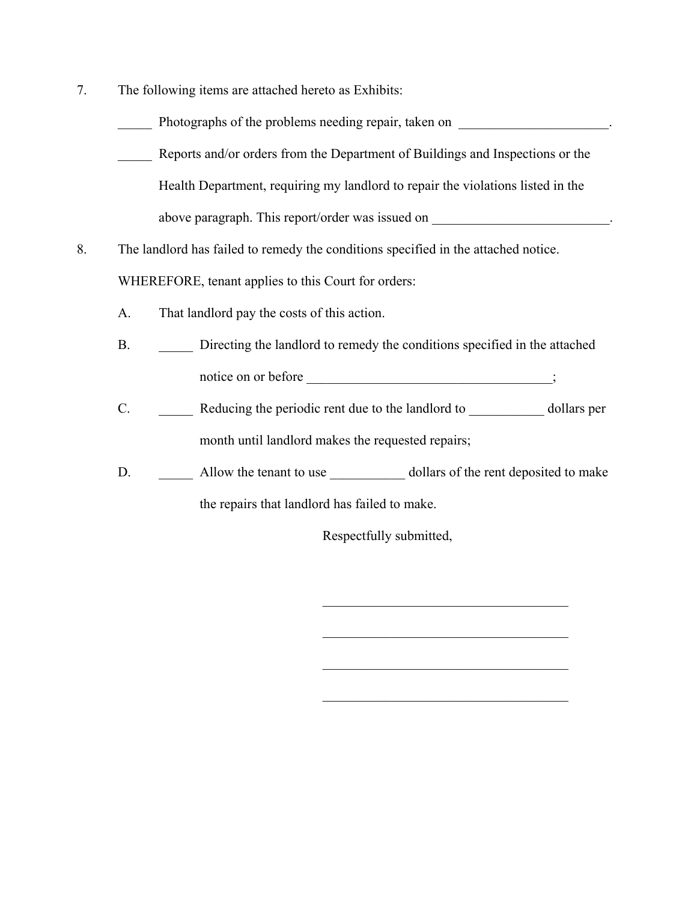7. The following items are attached hereto as Exhibits:

   _____ Photographs of the problems needing repair, taken on ______________________.

   _____ Reports and/or orders from the Department of Buildings and Inspections or the Health Department, requiring my landlord to repair the violations listed in the above paragraph. This report/order was issued on __________________________.

8. The landlord has failed to remedy the conditions specified in the attached notice.

   WHEREFORE, tenant applies to this Court for orders:

   A. That landlord pay the costs of this action.

   B. _____ Directing the landlord to remedy the conditions specified in the attached notice on or before ____________________________________;

   C. _____ Reducing the periodic rent due to the landlord to ___________ dollars per month until landlord makes the requested repairs;

   D. _____ Allow the tenant to use ___________ dollars of the rent deposited to make the repairs that landlord has failed to make.

Respectfully submitted,

_____________________________________

_____________________________________

_____________________________________

_____________________________________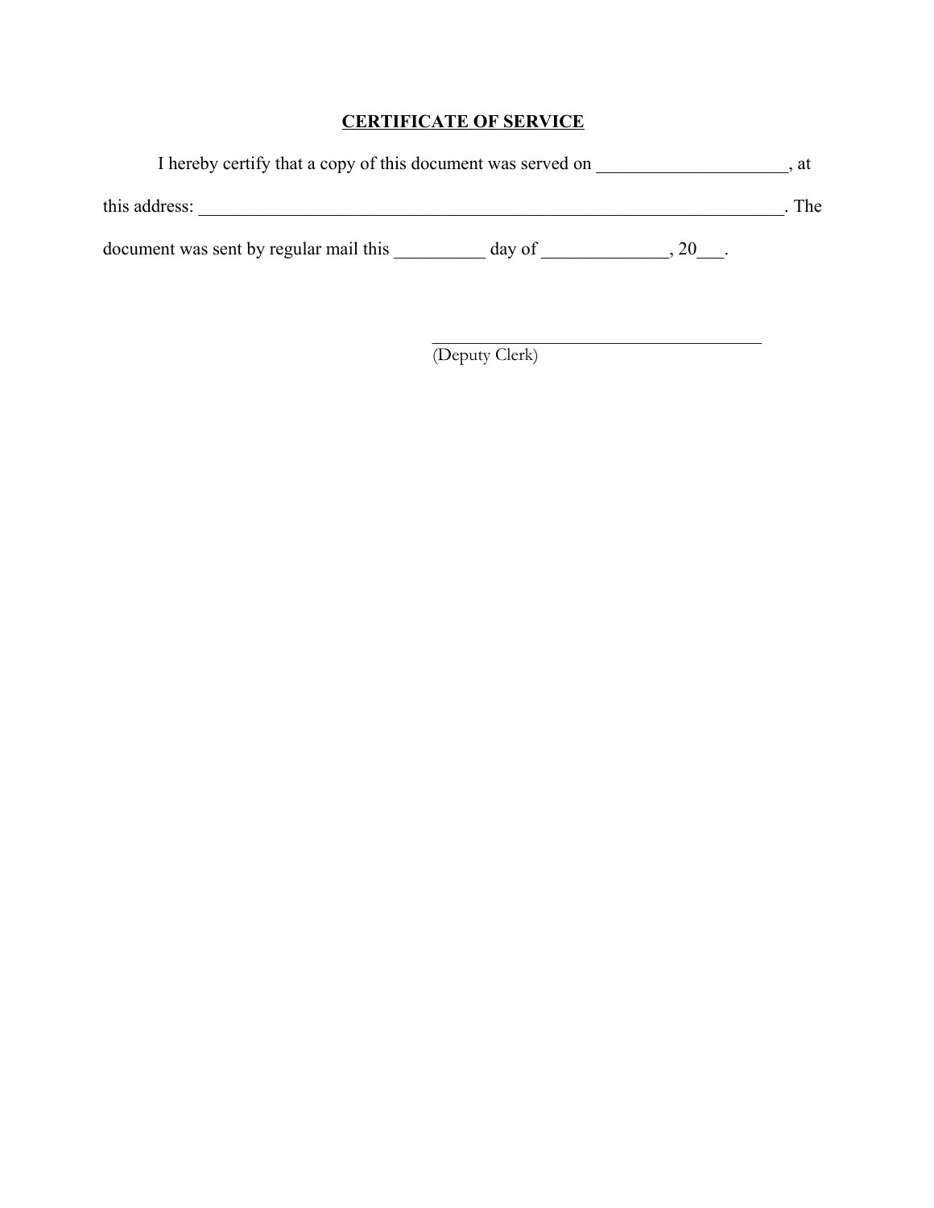**CERTIFICATE OF SERVICE**

I hereby certify that a copy of this document was served on ____________________, at this address: ____________________________________________________________________. The document was sent by regular mail this __________ day of ______________, 20___.

______________________________________
(Deputy Clerk)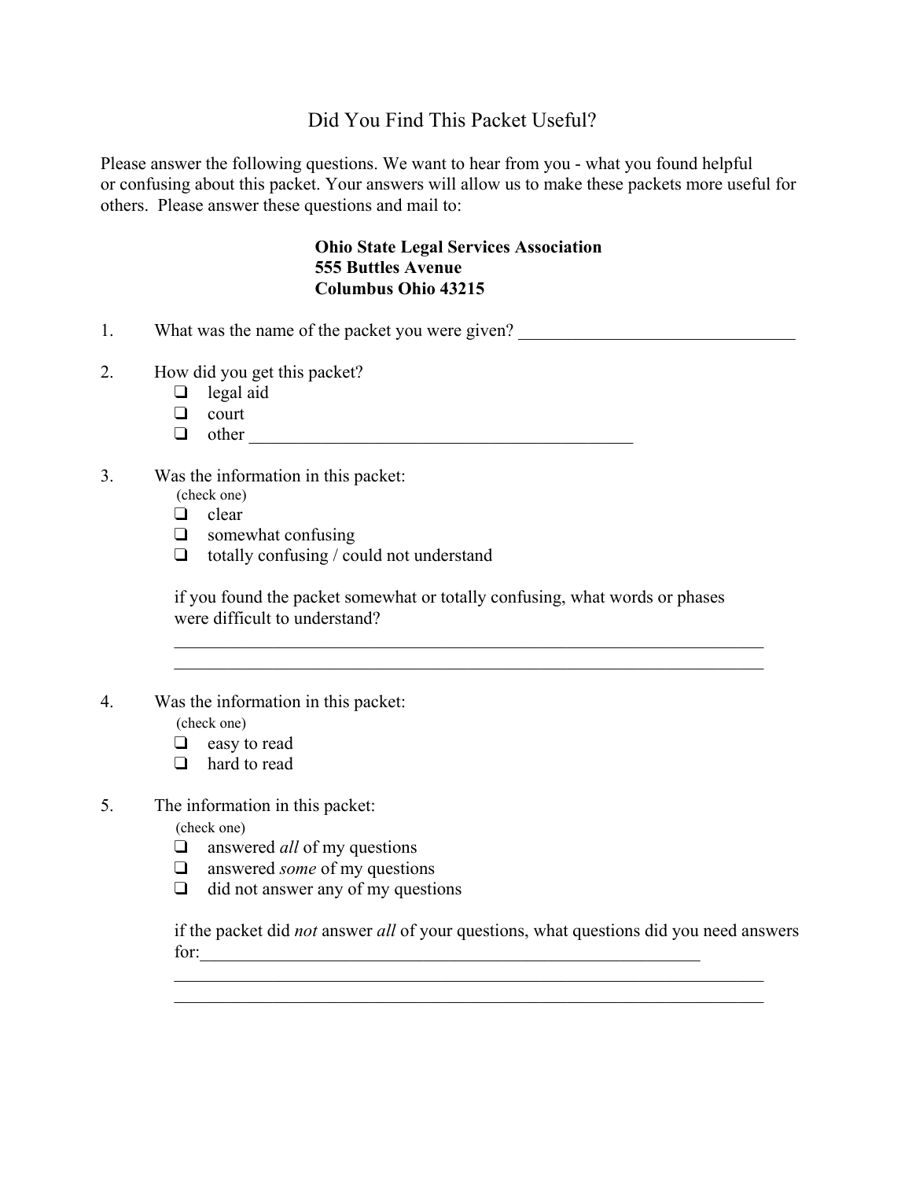# Did You Find This Packet Useful?

Please answer the following questions. We want to hear from you - what you found helpful or confusing about this packet. Your answers will allow us to make these packets more useful for others. Please answer these questions and mail to:

**Ohio State Legal Services Association**
**555 Buttles Avenue**
**Columbus Ohio 43215**

1. What was the name of the packet you were given? _______________________________

2. How did you get this packet?
   - ❑ legal aid
   - ❑ court
   - ❑ other ___________________________________________

3. Was the information in this packet:
   (check one)
   - ❑ clear
   - ❑ somewhat confusing
   - ❑ totally confusing / could not understand

   if you found the packet somewhat or totally confusing, what words or phases were difficult to understand?
   ___________________________________________________________________
   ___________________________________________________________________

4. Was the information in this packet:
   (check one)
   - ❑ easy to read
   - ❑ hard to read

5. The information in this packet:
   (check one)
   - ❑ answered *all* of my questions
   - ❑ answered *some* of my questions
   - ❑ did not answer any of my questions

   if the packet did *not* answer *all* of your questions, what questions did you need answers for:___________________________________________________________
   ___________________________________________________________________
   ___________________________________________________________________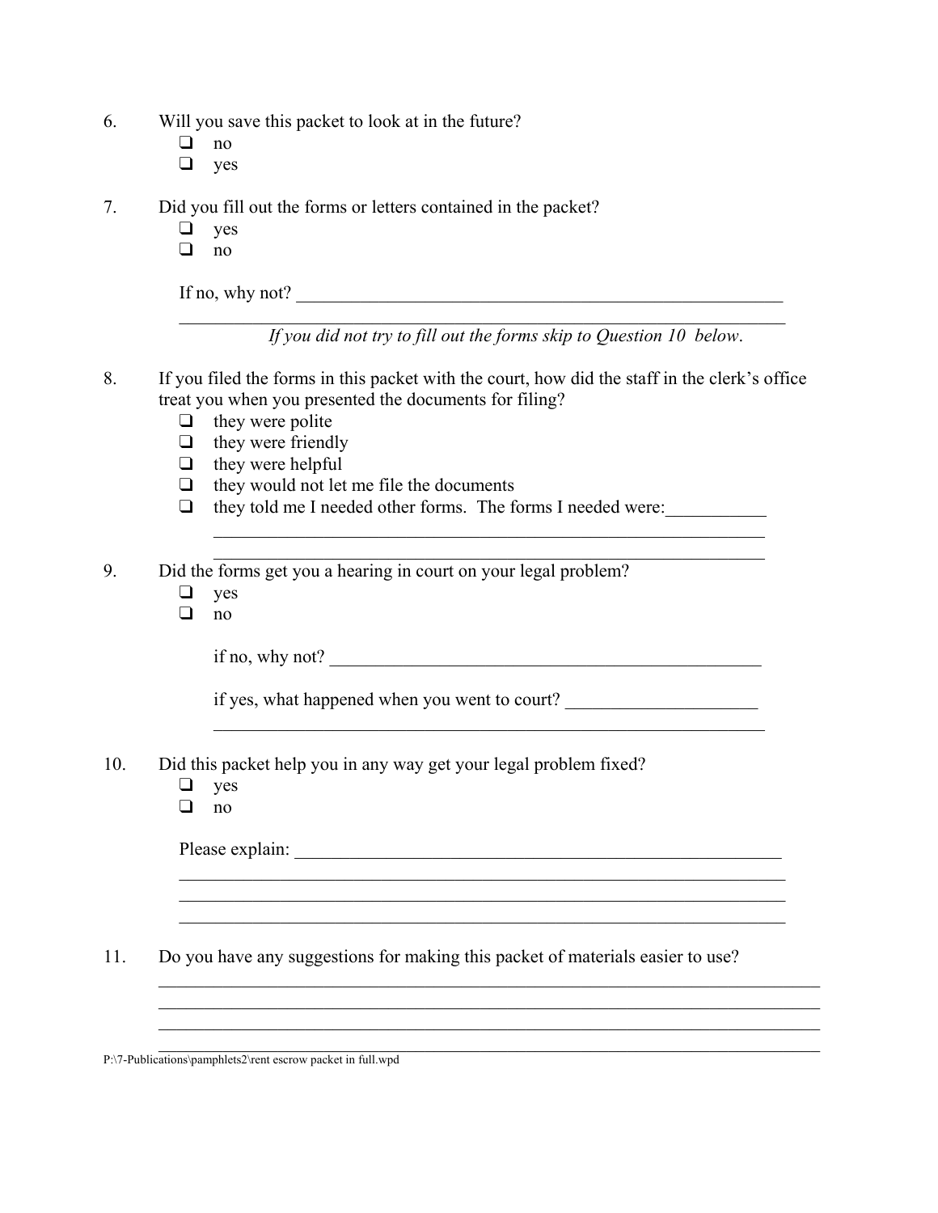6. Will you save this packet to look at in the future?
   - ❑ no
   - ❑ yes

7. Did you fill out the forms or letters contained in the packet?
   - ❑ yes
   - ❑ no

   If no, why not? ________________________________________________________
   ________________________________________________________________________

   *If you did not try to fill out the forms skip to Question 10 below*.

8. If you filed the forms in this packet with the court, how did the staff in the clerk's office treat you when you presented the documents for filing?
   - ❑ they were polite
   - ❑ they were friendly
   - ❑ they were helpful
   - ❑ they would not let me file the documents
   - ❑ they told me I needed other forms. The forms I needed were:___________
   ________________________________________________________________
   ________________________________________________________________

9. Did the forms get you a hearing in court on your legal problem?
   - ❑ yes
   - ❑ no

   if no, why not? ________________________________________________

   if yes, what happened when you went to court? _____________________
   ________________________________________________________________

10. Did this packet help you in any way get your legal problem fixed?
    - ❑ yes
    - ❑ no

    Please explain: ________________________________________________________
    ________________________________________________________________________
    ________________________________________________________________________
    ________________________________________________________________________

11. Do you have any suggestions for making this packet of materials easier to use?
    ____________________________________________________________________________
    ____________________________________________________________________________
    ____________________________________________________________________________
    ____________________________________________________________________________

P:\7-Publications\pamphlets2\rent escrow packet in full.wpd